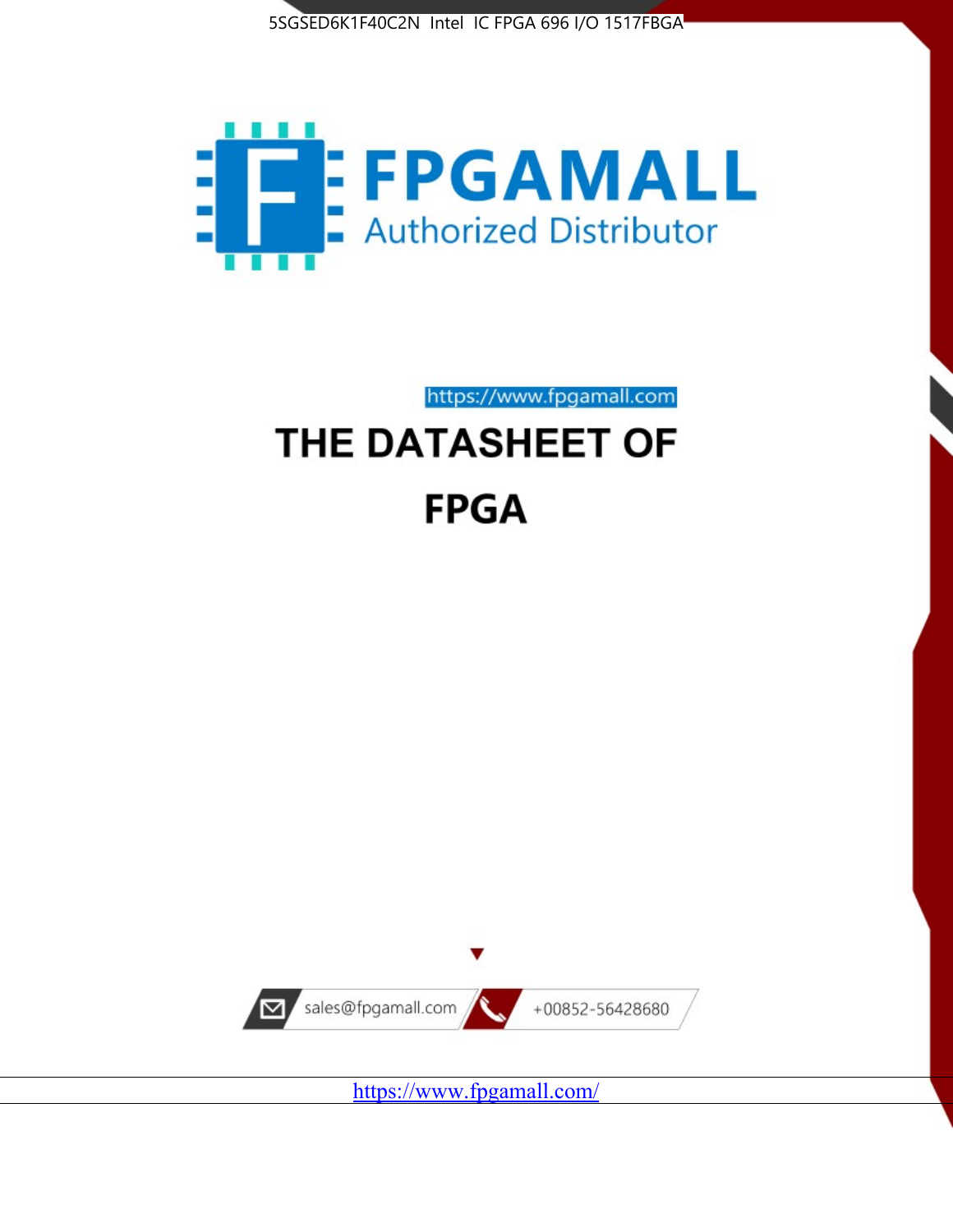5SGSED6K1F40C2N Intel IC FPGA 696 I/O 1517FBGA

FPGAMALL

Authorized Distributor

https://www.fpgamall.com

# THE DATASHEET OF

# FPGA

sales@fpgamall.com

+00852-56428680

https://www.fpgamall.com/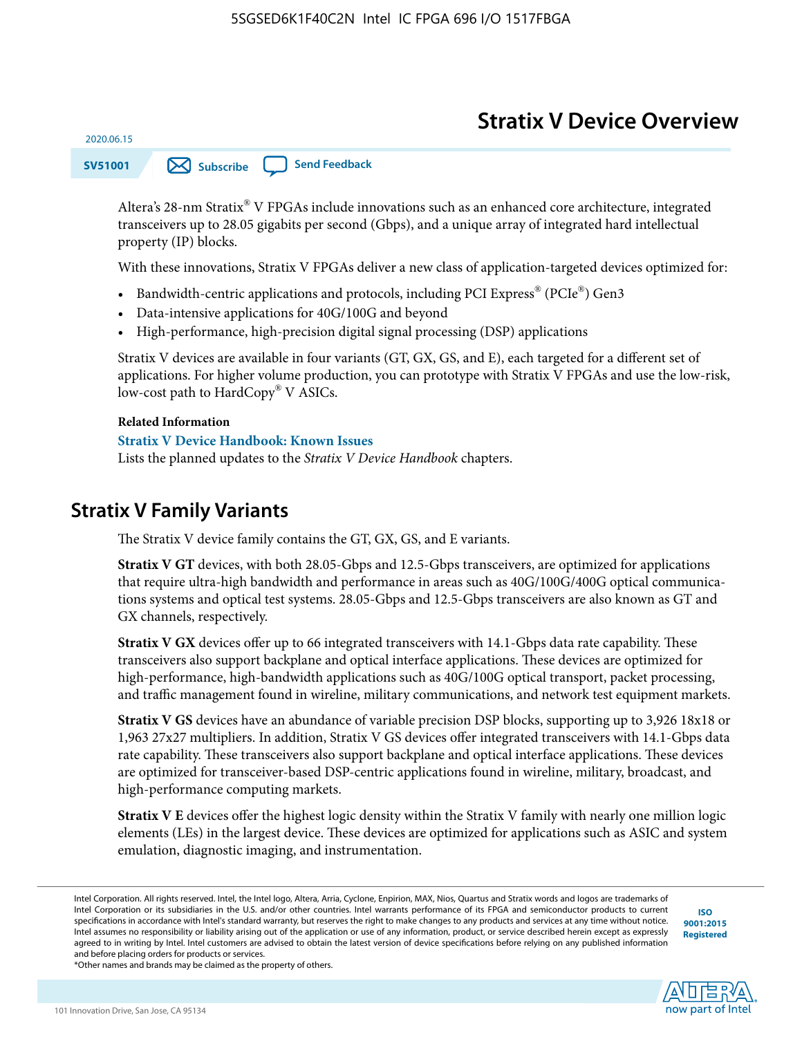# Stratix V Device Overview

2020.06.15

SV51001

Altera's 28-nm Stratix® V FPGAs include innovations such as an enhanced core architecture, integrated transceivers up to 28.05 gigabits per second (Gbps), and a unique array of integrated hard intellectual property (IP) blocks.

With these innovations, Stratix V FPGAs deliver a new class of application-targeted devices optimized for:

- Bandwidth-centric applications and protocols, including PCI Express® (PCIe®) Gen3
- Data-intensive applications for 40G/100G and beyond
- High-performance, high-precision digital signal processing (DSP) applications

Stratix V devices are available in four variants (GT, GX, GS, and E), each targeted for a different set of applications. For higher volume production, you can prototype with Stratix V FPGAs and use the low-risk, low-cost path to HardCopy® V ASICs.

**Related Information**

**Stratix V Device Handbook: Known Issues**

Lists the planned updates to the *Stratix V Device Handbook* chapters.

## Stratix V Family Variants

The Stratix V device family contains the GT, GX, GS, and E variants.

**Stratix V GT** devices, with both 28.05-Gbps and 12.5-Gbps transceivers, are optimized for applications that require ultra-high bandwidth and performance in areas such as 40G/100G/400G optical communications systems and optical test systems. 28.05-Gbps and 12.5-Gbps transceivers are also known as GT and GX channels, respectively.

**Stratix V GX** devices offer up to 66 integrated transceivers with 14.1-Gbps data rate capability. These transceivers also support backplane and optical interface applications. These devices are optimized for high-performance, high-bandwidth applications such as 40G/100G optical transport, packet processing, and traffic management found in wireline, military communications, and network test equipment markets.

**Stratix V GS** devices have an abundance of variable precision DSP blocks, supporting up to 3,926 18x18 or 1,963 27x27 multipliers. In addition, Stratix V GS devices offer integrated transceivers with 14.1-Gbps data rate capability. These transceivers also support backplane and optical interface applications. These devices are optimized for transceiver-based DSP-centric applications found in wireline, military, broadcast, and high-performance computing markets.

**Stratix V E** devices offer the highest logic density within the Stratix V family with nearly one million logic elements (LEs) in the largest device. These devices are optimized for applications such as ASIC and system emulation, diagnostic imaging, and instrumentation.

Intel Corporation. All rights reserved. Intel, the Intel logo, Altera, Arria, Cyclone, Enpirion, MAX, Nios, Quartus and Stratix words and logos are trademarks of Intel Corporation or its subsidiaries in the U.S. and/or other countries. Intel warrants performance of its FPGA and semiconductor products to current specifications in accordance with Intel's standard warranty, but reserves the right to make changes to any products and services at any time without notice. Intel assumes no responsibility or liability arising out of the application or use of any information, product, or service described herein except as expressly agreed to in writing by Intel. Intel customers are advised to obtain the latest version of device specifications before relying on any published information and before placing orders for products or services.

*Other names and brands may be claimed as the property of others.

ISO 9001:2015 Registered

101 Innovation Drive, San Jose, CA 95134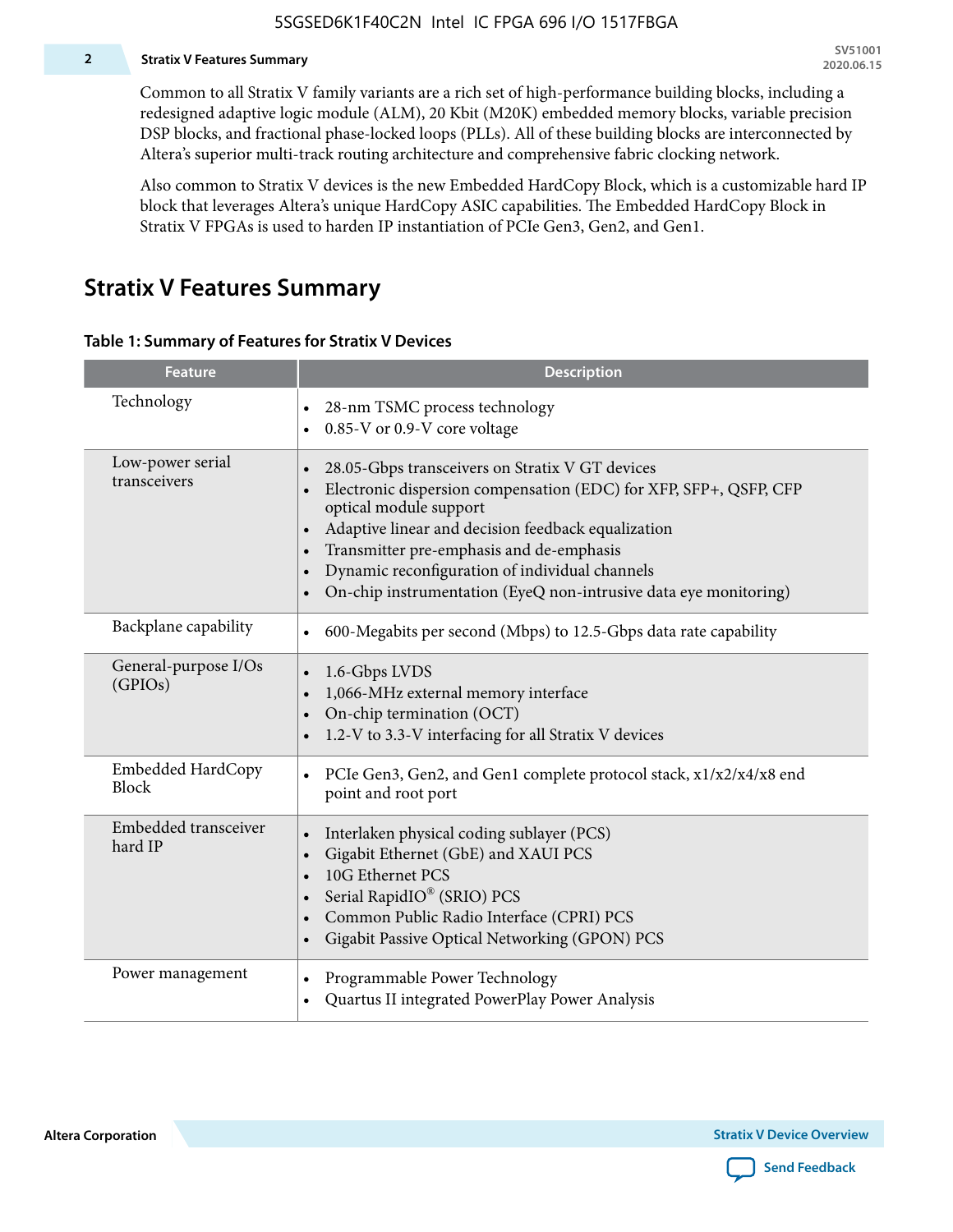Common to all Stratix V family variants are a rich set of high-performance building blocks, including a redesigned adaptive logic module (ALM), 20 Kbit (M20K) embedded memory blocks, variable precision DSP blocks, and fractional phase-locked loops (PLLs). All of these building blocks are interconnected by Altera's superior multi-track routing architecture and comprehensive fabric clocking network.

Also common to Stratix V devices is the new Embedded HardCopy Block, which is a customizable hard IP block that leverages Altera's unique HardCopy ASIC capabilities. The Embedded HardCopy Block in Stratix V FPGAs is used to harden IP instantiation of PCIe Gen3, Gen2, and Gen1.

## Stratix V Features Summary

**Table 1: Summary of Features for Stratix V Devices**

| Feature | Description |
|---|---|
| Technology | • 28-nm TSMC process technology<br>• 0.85-V or 0.9-V core voltage |
| Low-power serial transceivers | • 28.05-Gbps transceivers on Stratix V GT devices<br>• Electronic dispersion compensation (EDC) for XFP, SFP+, QSFP, CFP optical module support<br>• Adaptive linear and decision feedback equalization<br>• Transmitter pre-emphasis and de-emphasis<br>• Dynamic reconfiguration of individual channels<br>• On-chip instrumentation (EyeQ non-intrusive data eye monitoring) |
| Backplane capability | • 600-Megabits per second (Mbps) to 12.5-Gbps data rate capability |
| General-purpose I/Os (GPIOs) | • 1.6-Gbps LVDS<br>• 1,066-MHz external memory interface<br>• On-chip termination (OCT)<br>• 1.2-V to 3.3-V interfacing for all Stratix V devices |
| Embedded HardCopy Block | • PCIe Gen3, Gen2, and Gen1 complete protocol stack, x1/x2/x4/x8 end point and root port |
| Embedded transceiver hard IP | • Interlaken physical coding sublayer (PCS)<br>• Gigabit Ethernet (GbE) and XAUI PCS<br>• 10G Ethernet PCS<br>• Serial RapidIO® (SRIO) PCS<br>• Common Public Radio Interface (CPRI) PCS<br>• Gigabit Passive Optical Networking (GPON) PCS |
| Power management | • Programmable Power Technology<br>• Quartus II integrated PowerPlay Power Analysis |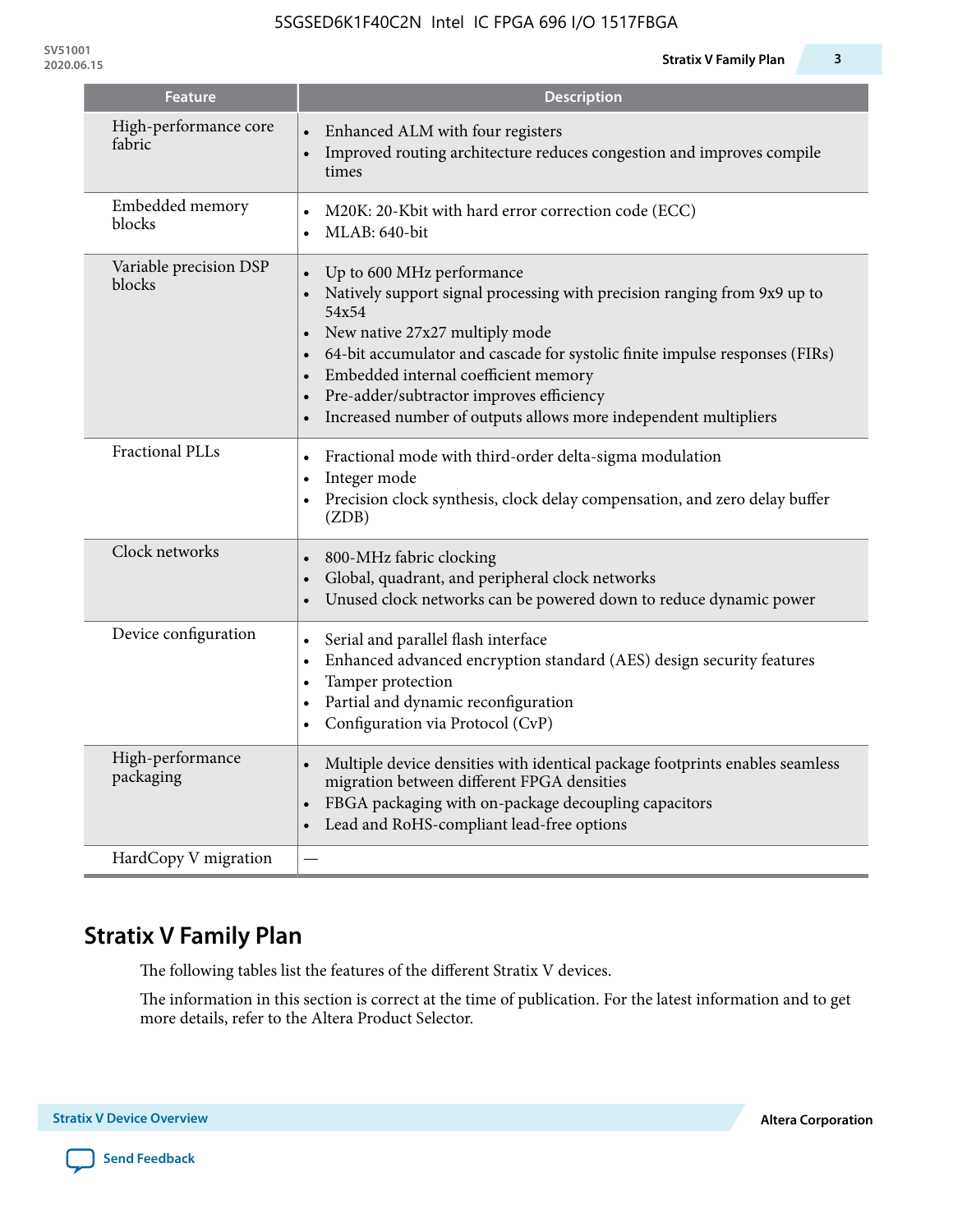| Feature | Description |
|---|---|
| High-performance core fabric | • Enhanced ALM with four registers<br>• Improved routing architecture reduces congestion and improves compile times |
| Embedded memory blocks | • M20K: 20-Kbit with hard error correction code (ECC)<br>• MLAB: 640-bit |
| Variable precision DSP blocks | • Up to 600 MHz performance<br>• Natively support signal processing with precision ranging from 9x9 up to 54x54<br>• New native 27x27 multiply mode<br>• 64-bit accumulator and cascade for systolic finite impulse responses (FIRs)<br>• Embedded internal coefficient memory<br>• Pre-adder/subtractor improves efficiency<br>• Increased number of outputs allows more independent multipliers |
| Fractional PLLs | • Fractional mode with third-order delta-sigma modulation<br>• Integer mode<br>• Precision clock synthesis, clock delay compensation, and zero delay buffer (ZDB) |
| Clock networks | • 800-MHz fabric clocking<br>• Global, quadrant, and peripheral clock networks<br>• Unused clock networks can be powered down to reduce dynamic power |
| Device configuration | • Serial and parallel flash interface<br>• Enhanced advanced encryption standard (AES) design security features<br>• Tamper protection<br>• Partial and dynamic reconfiguration<br>• Configuration via Protocol (CvP) |
| High-performance packaging | • Multiple device densities with identical package footprints enables seamless migration between different FPGA densities<br>• FBGA packaging with on-package decoupling capacitors<br>• Lead and RoHS-compliant lead-free options |
| HardCopy V migration | — |

## Stratix V Family Plan

The following tables list the features of the different Stratix V devices.

The information in this section is correct at the time of publication. For the latest information and to get more details, refer to the Altera Product Selector.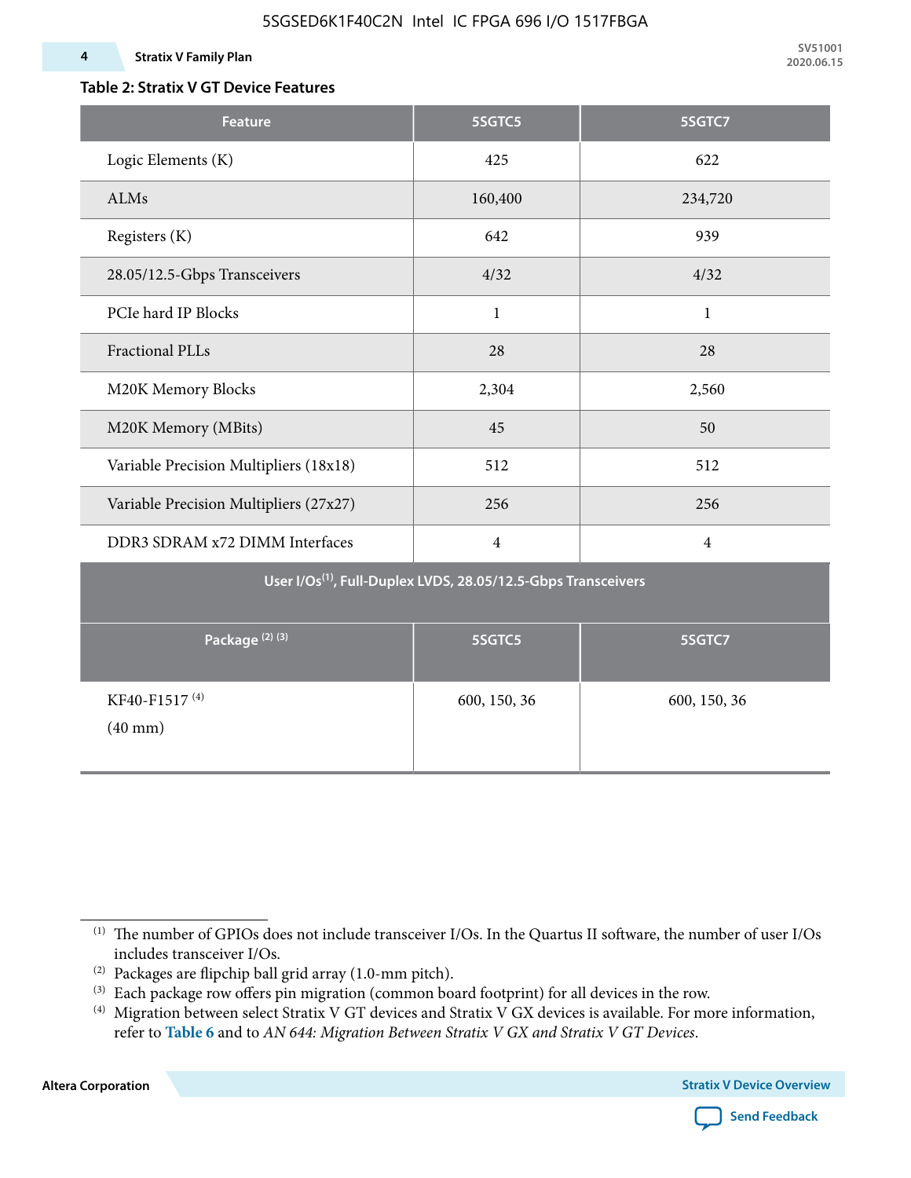**Table 2: Stratix V GT Device Features**

| Feature | 5SGTC5 | 5SGTC7 |
|---|---|---|
| Logic Elements (K) | 425 | 622 |
| ALMs | 160,400 | 234,720 |
| Registers (K) | 642 | 939 |
| 28.05/12.5-Gbps Transceivers | 4/32 | 4/32 |
| PCIe hard IP Blocks | 1 | 1 |
| Fractional PLLs | 28 | 28 |
| M20K Memory Blocks | 2,304 | 2,560 |
| M20K Memory (MBits) | 45 | 50 |
| Variable Precision Multipliers (18x18) | 512 | 512 |
| Variable Precision Multipliers (27x27) | 256 | 256 |
| DDR3 SDRAM x72 DIMM Interfaces | 4 | 4 |
| **User I/Os[(1)], Full-Duplex LVDS, 28.05/12.5-Gbps Transceivers** | | |
| **Package [(2)] [(3)]** | **5SGTC5** | **5SGTC7** |
| KF40-F1517 [(4)] (40 mm) | 600, 150, 36 | 600, 150, 36 |

(1) The number of GPIOs does not include transceiver I/Os. In the Quartus II software, the number of user I/Os includes transceiver I/Os.

(2) Packages are flipchip ball grid array (1.0-mm pitch).

(3) Each package row offers pin migration (common board footprint) for all devices in the row.

(4) Migration between select Stratix V GT devices and Stratix V GX devices is available. For more information, refer to **Table 6** and to *AN 644: Migration Between Stratix V GX and Stratix V GT Devices*.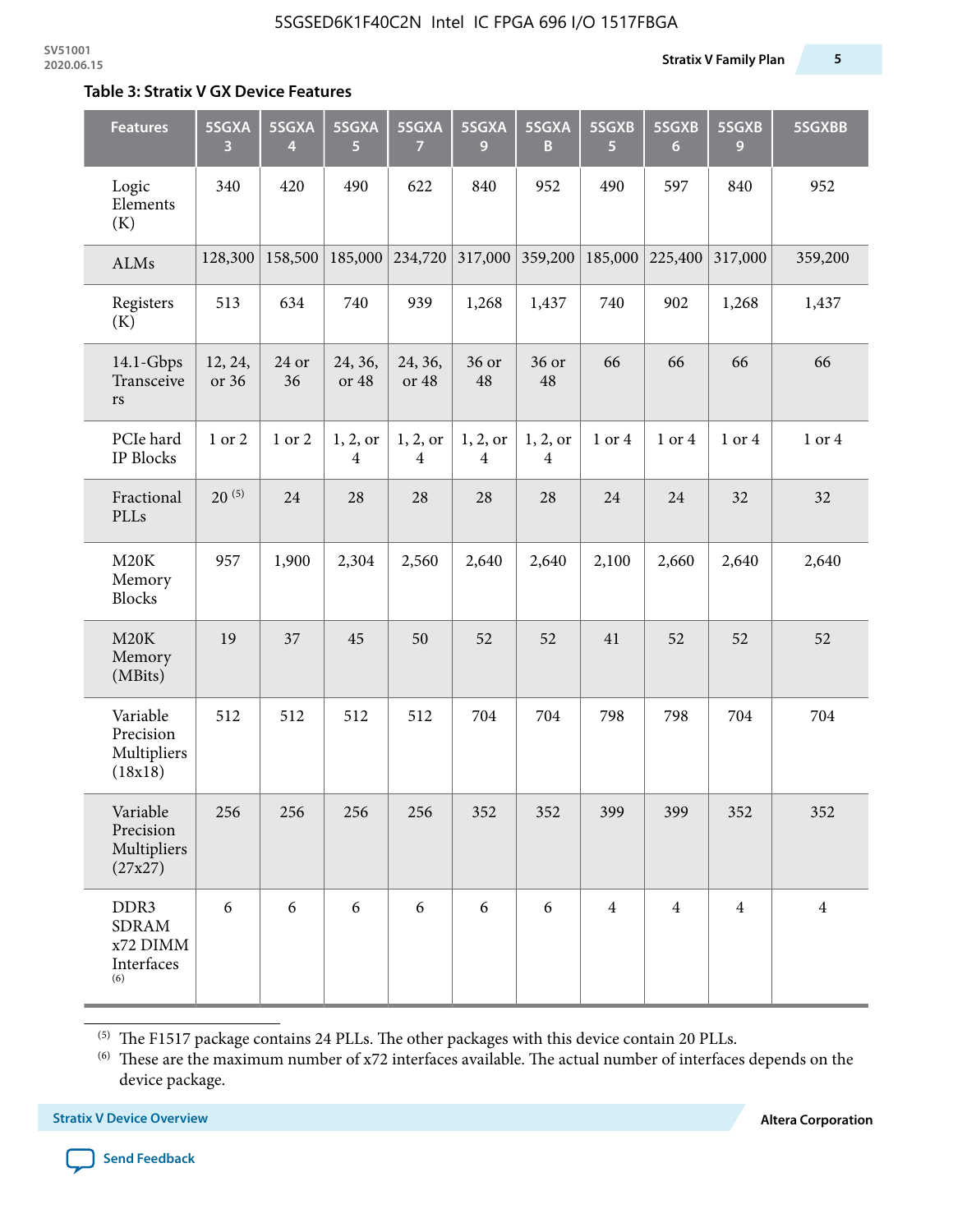### Table 3: Stratix V GX Device Features

| Features | 5SGXA 3 | 5SGXA 4 | 5SGXA 5 | 5SGXA 7 | 5SGXA 9 | 5SGXA B | 5SGXB 5 | 5SGXB 6 | 5SGXB 9 | 5SGXBB |
|---|---|---|---|---|---|---|---|---|---|---|
| Logic Elements (K) | 340 | 420 | 490 | 622 | 840 | 952 | 490 | 597 | 840 | 952 |
| ALMs | 128,300 | 158,500 | 185,000 | 234,720 | 317,000 | 359,200 | 185,000 | 225,400 | 317,000 | 359,200 |
| Registers (K) | 513 | 634 | 740 | 939 | 1,268 | 1,437 | 740 | 902 | 1,268 | 1,437 |
| 14.1-Gbps Transceivers | 12, 24, or 36 | 24 or 36 | 24, 36, or 48 | 24, 36, or 48 | 36 or 48 | 36 or 48 | 66 | 66 | 66 | 66 |
| PCIe hard IP Blocks | 1 or 2 | 1 or 2 | 1, 2, or 4 | 1, 2, or 4 | 1, 2, or 4 | 1, 2, or 4 | 1 or 4 | 1 or 4 | 1 or 4 | 1 or 4 |
| Fractional PLLs | 20 [5] | 24 | 28 | 28 | 28 | 28 | 24 | 24 | 32 | 32 |
| M20K Memory Blocks | 957 | 1,900 | 2,304 | 2,560 | 2,640 | 2,640 | 2,100 | 2,660 | 2,640 | 2,640 |
| M20K Memory (MBits) | 19 | 37 | 45 | 50 | 52 | 52 | 41 | 52 | 52 | 52 |
| Variable Precision Multipliers (18x18) | 512 | 512 | 512 | 512 | 704 | 704 | 798 | 798 | 704 | 704 |
| Variable Precision Multipliers (27x27) | 256 | 256 | 256 | 256 | 352 | 352 | 399 | 399 | 352 | 352 |
| DDR3 SDRAM x72 DIMM Interfaces [6] | 6 | 6 | 6 | 6 | 6 | 6 | 4 | 4 | 4 | 4 |

[5] The F1517 package contains 24 PLLs. The other packages with this device contain 20 PLLs.

[6] These are the maximum number of x72 interfaces available. The actual number of interfaces depends on the device package.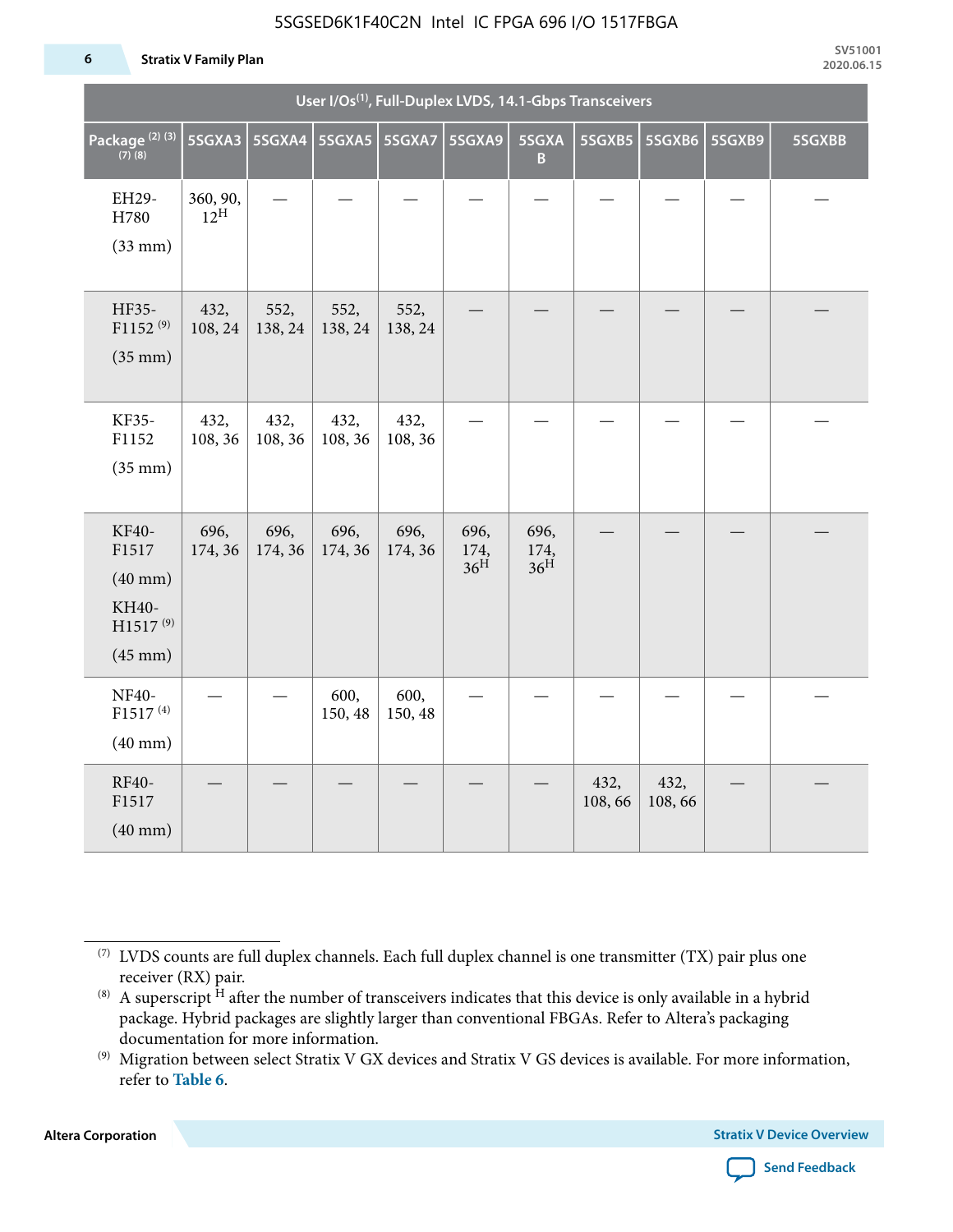| User I/Os(1), Full-Duplex LVDS, 14.1-Gbps Transceivers | | | | | | | | | | |
|---|---|---|---|---|---|---|---|---|---|---|
| Package (2) (3) (7) (8) | 5SGXA3 | 5SGXA4 | 5SGXA5 | 5SGXA7 | 5SGXA9 | 5SGXAB | 5SGXB5 | 5SGXB6 | 5SGXB9 | 5SGXBB |
| EH29-H780 (33 mm) | 360, 90, 12[H] | — | — | — | — | — | — | — | — | — |
| HF35-F1152 (9) (35 mm) | 432, 108, 24 | 552, 138, 24 | 552, 138, 24 | 552, 138, 24 | — | — | — | — | — | — |
| KF35-F1152 (35 mm) | 432, 108, 36 | 432, 108, 36 | 432, 108, 36 | 432, 108, 36 | — | — | — | — | — | — |
| KF40-F1517 (40 mm) KH40-H1517 (9) (45 mm) | 696, 174, 36 | 696, 174, 36 | 696, 174, 36 | 696, 174, 36 | 696, 174, 36[H] | 696, 174, 36[H] | — | — | — | — |
| NF40-F1517 (4) (40 mm) | — | — | 600, 150, 48 | 600, 150, 48 | — | — | — | — | — | — |
| RF40-F1517 (40 mm) | — | — | — | — | — | — | 432, 108, 66 | 432, 108, 66 | — | — |

(7) LVDS counts are full duplex channels. Each full duplex channel is one transmitter (TX) pair plus one receiver (RX) pair.

(8) A superscript H after the number of transceivers indicates that this device is only available in a hybrid package. Hybrid packages are slightly larger than conventional FBGAs. Refer to Altera's packaging documentation for more information.

(9) Migration between select Stratix V GX devices and Stratix V GS devices is available. For more information, refer to **Table 6**.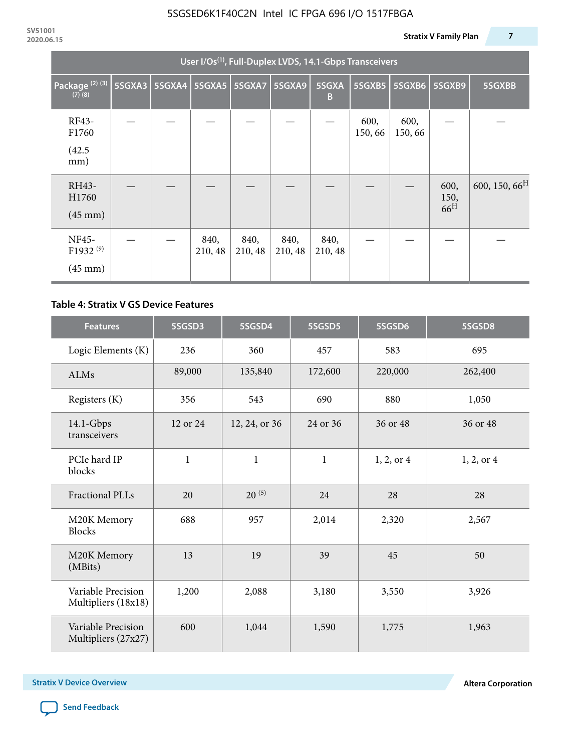| User I/Os(1), Full-Duplex LVDS, 14.1-Gbps Transceivers | | | | | | | | | | |
|---|---|---|---|---|---|---|---|---|---|---|
| Package (2) (3) (7) (8) | 5SGXA3 | 5SGXA4 | 5SGXA5 | 5SGXA7 | 5SGXA9 | 5SGXAB | 5SGXB5 | 5SGXB6 | 5SGXB9 | 5SGXBB |
| RF43-F1760 (42.5 mm) | — | — | — | — | — | — | 600, 150, 66 | 600, 150, 66 | — | — |
| RH43-H1760 (45 mm) | — | — | — | — | — | — | — | — | 600, 150, 66H | 600, 150, 66H |
| NF45-F1932 (9) (45 mm) | — | — | 840, 210, 48 | 840, 210, 48 | 840, 210, 48 | 840, 210, 48 | — | — | — | — |

### Table 4: Stratix V GS Device Features

| Features | 5SGSD3 | 5SGSD4 | 5SGSD5 | 5SGSD6 | 5SGSD8 |
|---|---|---|---|---|---|
| Logic Elements (K) | 236 | 360 | 457 | 583 | 695 |
| ALMs | 89,000 | 135,840 | 172,600 | 220,000 | 262,400 |
| Registers (K) | 356 | 543 | 690 | 880 | 1,050 |
| 14.1-Gbps transceivers | 12 or 24 | 12, 24, or 36 | 24 or 36 | 36 or 48 | 36 or 48 |
| PCIe hard IP blocks | 1 | 1 | 1 | 1, 2, or 4 | 1, 2, or 4 |
| Fractional PLLs | 20 | 20 (5) | 24 | 28 | 28 |
| M20K Memory Blocks | 688 | 957 | 2,014 | 2,320 | 2,567 |
| M20K Memory (MBits) | 13 | 19 | 39 | 45 | 50 |
| Variable Precision Multipliers (18x18) | 1,200 | 2,088 | 3,180 | 3,550 | 3,926 |
| Variable Precision Multipliers (27x27) | 600 | 1,044 | 1,590 | 1,775 | 1,963 |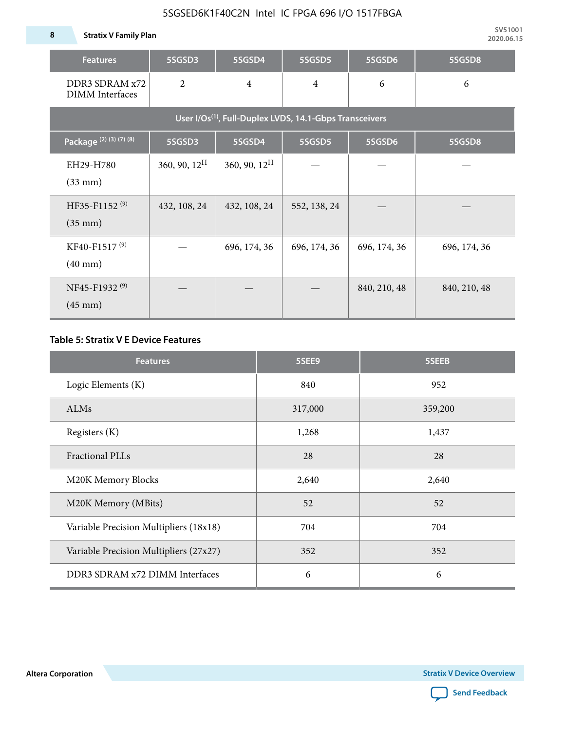| Features | 5SGSD3 | 5SGSD4 | 5SGSD5 | 5SGSD6 | 5SGSD8 |
|---|---|---|---|---|---|
| DDR3 SDRAM x72 DIMM Interfaces | 2 | 4 | 4 | 6 | 6 |
| User I/Os[(1)], Full-Duplex LVDS, 14.1-Gbps Transceivers | | | | | |
| Package [(2) (3) (7) (8)] | 5SGSD3 | 5SGSD4 | 5SGSD5 | 5SGSD6 | 5SGSD8 |
| EH29-H780 (33 mm) | 360, 90, 12[H] | 360, 90, 12[H] | — | — | — |
| HF35-F1152 [(9)] (35 mm) | 432, 108, 24 | 432, 108, 24 | 552, 138, 24 | — | — |
| KF40-F1517 [(9)] (40 mm) | — | 696, 174, 36 | 696, 174, 36 | 696, 174, 36 | 696, 174, 36 |
| NF45-F1932 [(9)] (45 mm) | — | — | — | 840, 210, 48 | 840, 210, 48 |

**Table 5: Stratix V E Device Features**

| Features | 5SEE9 | 5SEEB |
|---|---|---|
| Logic Elements (K) | 840 | 952 |
| ALMs | 317,000 | 359,200 |
| Registers (K) | 1,268 | 1,437 |
| Fractional PLLs | 28 | 28 |
| M20K Memory Blocks | 2,640 | 2,640 |
| M20K Memory (MBits) | 52 | 52 |
| Variable Precision Multipliers (18x18) | 704 | 704 |
| Variable Precision Multipliers (27x27) | 352 | 352 |
| DDR3 SDRAM x72 DIMM Interfaces | 6 | 6 |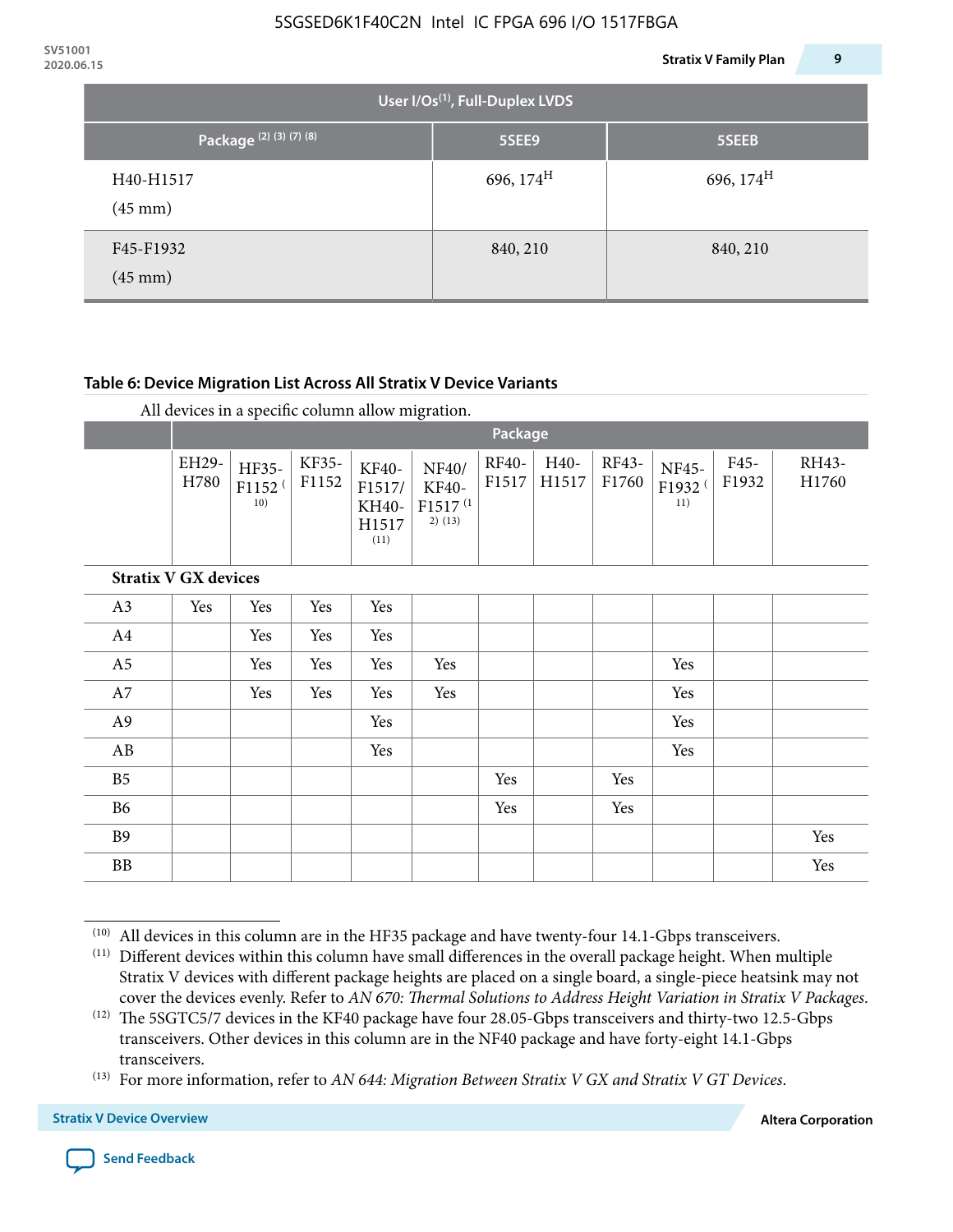| User I/Os[1], Full-Duplex LVDS | | |
|---|---|---|
| Package [2] [3] [7] [8] | 5SEE9 | 5SEEB |
| H40-H1517 (45 mm) | 696, 174[H] | 696, 174[H] |
| F45-F1932 (45 mm) | 840, 210 | 840, 210 |

**Table 6: Device Migration List Across All Stratix V Device Variants**

All devices in a specific column allow migration.

| | Package | | | | | | | | | | |
|---|---|---|---|---|---|---|---|---|---|---|---|
| | EH29-H780 | HF35-F1152 [10] | KF35-F1152 | KF40-F1517/ KH40-H1517 [11] | NF40/ KF40-F1517 [12] [13] | RF40-F1517 | H40-H1517 | RF43-F1760 | NF45-F1932 [11] | F45-F1932 | RH43-H1760 |
| **Stratix V GX devices** | | | | | | | | | | | |
| A3 | Yes | Yes | Yes | Yes | | | | | | | |
| A4 | | Yes | Yes | Yes | | | | | | | |
| A5 | | Yes | Yes | Yes | Yes | | | | Yes | | |
| A7 | | Yes | Yes | Yes | Yes | | | | Yes | | |
| A9 | | | | Yes | | | | | Yes | | |
| AB | | | | Yes | | | | | Yes | | |
| B5 | | | | | | Yes | | Yes | | | |
| B6 | | | | | | Yes | | Yes | | | |
| B9 | | | | | | | | | | | Yes |
| BB | | | | | | | | | | | Yes |

[10] All devices in this column are in the HF35 package and have twenty-four 14.1-Gbps transceivers.

[11] Different devices within this column have small differences in the overall package height. When multiple Stratix V devices with different package heights are placed on a single board, a single-piece heatsink may not cover the devices evenly. Refer to *AN 670: Thermal Solutions to Address Height Variation in Stratix V Packages*.

[12] The 5SGTC5/7 devices in the KF40 package have four 28.05-Gbps transceivers and thirty-two 12.5-Gbps transceivers. Other devices in this column are in the NF40 package and have forty-eight 14.1-Gbps transceivers.

[13] For more information, refer to *AN 644: Migration Between Stratix V GX and Stratix V GT Devices*.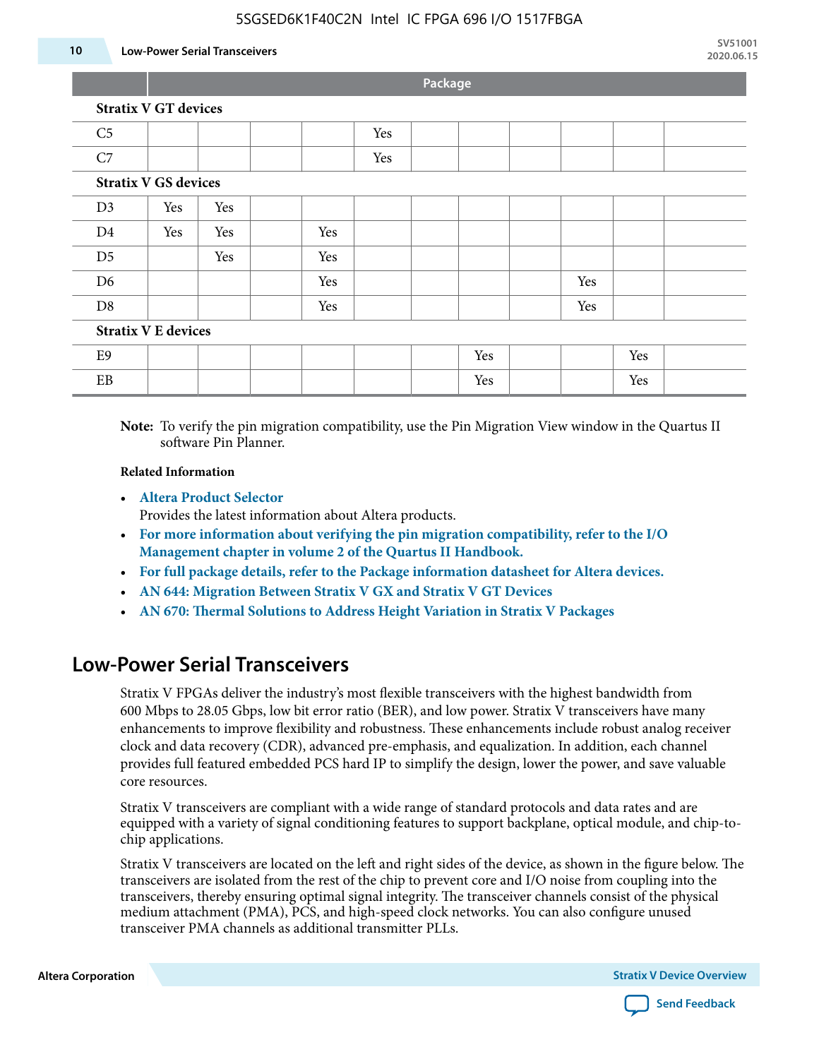| | Package | | | | | | | | | | |
|---|---|---|---|---|---|---|---|---|---|---|---|
| **Stratix V GT devices** | | | | | | | | | | | |
| C5 | | | | | Yes | | | | | | |
| C7 | | | | | Yes | | | | | | |
| **Stratix V GS devices** | | | | | | | | | | | |
| D3 | Yes | Yes | | | | | | | | | |
| D4 | Yes | Yes | | Yes | | | | | | | |
| D5 | | Yes | | Yes | | | | | | | |
| D6 | | | | Yes | | | | | Yes | | |
| D8 | | | | Yes | | | | | Yes | | |
| **Stratix V E devices** | | | | | | | | | | | |
| E9 | | | | | | | Yes | | | Yes | |
| EB | | | | | | | Yes | | | Yes | |

**Note:** To verify the pin migration compatibility, use the Pin Migration View window in the Quartus II software Pin Planner.

**Related Information**

- **Altera Product Selector**
  Provides the latest information about Altera products.
- **For more information about verifying the pin migration compatibility, refer to the I/O Management chapter in volume 2 of the Quartus II Handbook.**
- **For full package details, refer to the Package information datasheet for Altera devices.**
- **AN 644: Migration Between Stratix V GX and Stratix V GT Devices**
- **AN 670: Thermal Solutions to Address Height Variation in Stratix V Packages**

## Low-Power Serial Transceivers

Stratix V FPGAs deliver the industry's most flexible transceivers with the highest bandwidth from 600 Mbps to 28.05 Gbps, low bit error ratio (BER), and low power. Stratix V transceivers have many enhancements to improve flexibility and robustness. These enhancements include robust analog receiver clock and data recovery (CDR), advanced pre-emphasis, and equalization. In addition, each channel provides full featured embedded PCS hard IP to simplify the design, lower the power, and save valuable core resources.

Stratix V transceivers are compliant with a wide range of standard protocols and data rates and are equipped with a variety of signal conditioning features to support backplane, optical module, and chip-to-chip applications.

Stratix V transceivers are located on the left and right sides of the device, as shown in the figure below. The transceivers are isolated from the rest of the chip to prevent core and I/O noise from coupling into the transceivers, thereby ensuring optimal signal integrity. The transceiver channels consist of the physical medium attachment (PMA), PCS, and high-speed clock networks. You can also configure unused transceiver PMA channels as additional transmitter PLLs.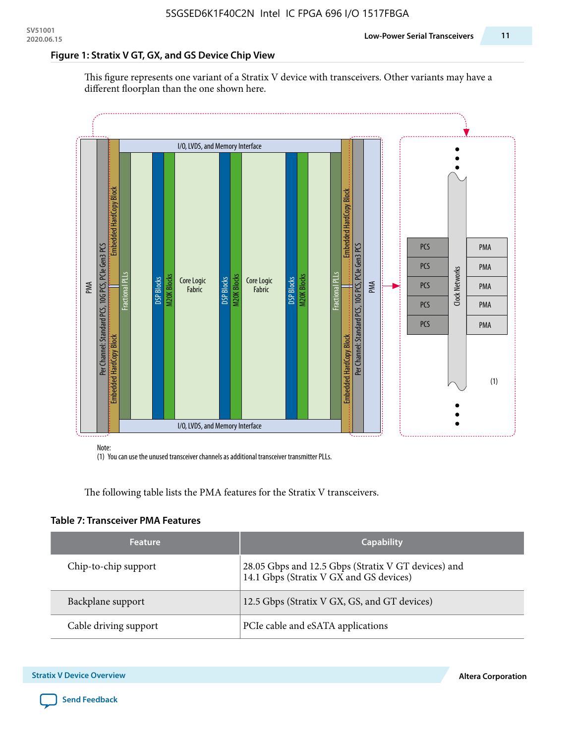#### Figure 1: Stratix V GT, GX, and GS Device Chip View

This figure represents one variant of a Stratix V device with transceivers. Other variants may have a different floorplan than the one shown here.

PMA
Per Channel: Standard PCS, 10G PCS, PCIe Gen3 PCS
Embedded HardCopy Block
Embedded HardCopy Block
Fractional PLLs
I/O, LVDS, and Memory Interface
DSP Blocks
M20K Blocks
Core Logic Fabric
DSP Blocks
M20K Blocks
Core Logic Fabric
DSP Blocks
M20K Blocks
Fractional PLLs
Embedded HardCopy Block
Embedded HardCopy Block
Per Channel: Standard PCS, 10G PCS, PCIe Gen3 PCS
PMA
I/O, LVDS, and Memory Interface
PCS
PCS
PCS
PCS
PCS
Clock Networks
PMA
PMA
PMA
PMA
PMA
(1)

Note:
(1) You can use the unused transceiver channels as additional transceiver transmitter PLLs.

The following table lists the PMA features for the Stratix V transceivers.

#### Table 7: Transceiver PMA Features

| Feature | Capability |
|---|---|
| Chip-to-chip support | 28.05 Gbps and 12.5 Gbps (Stratix V GT devices) and 14.1 Gbps (Stratix V GX and GS devices) |
| Backplane support | 12.5 Gbps (Stratix V GX, GS, and GT devices) |
| Cable driving support | PCIe cable and eSATA applications |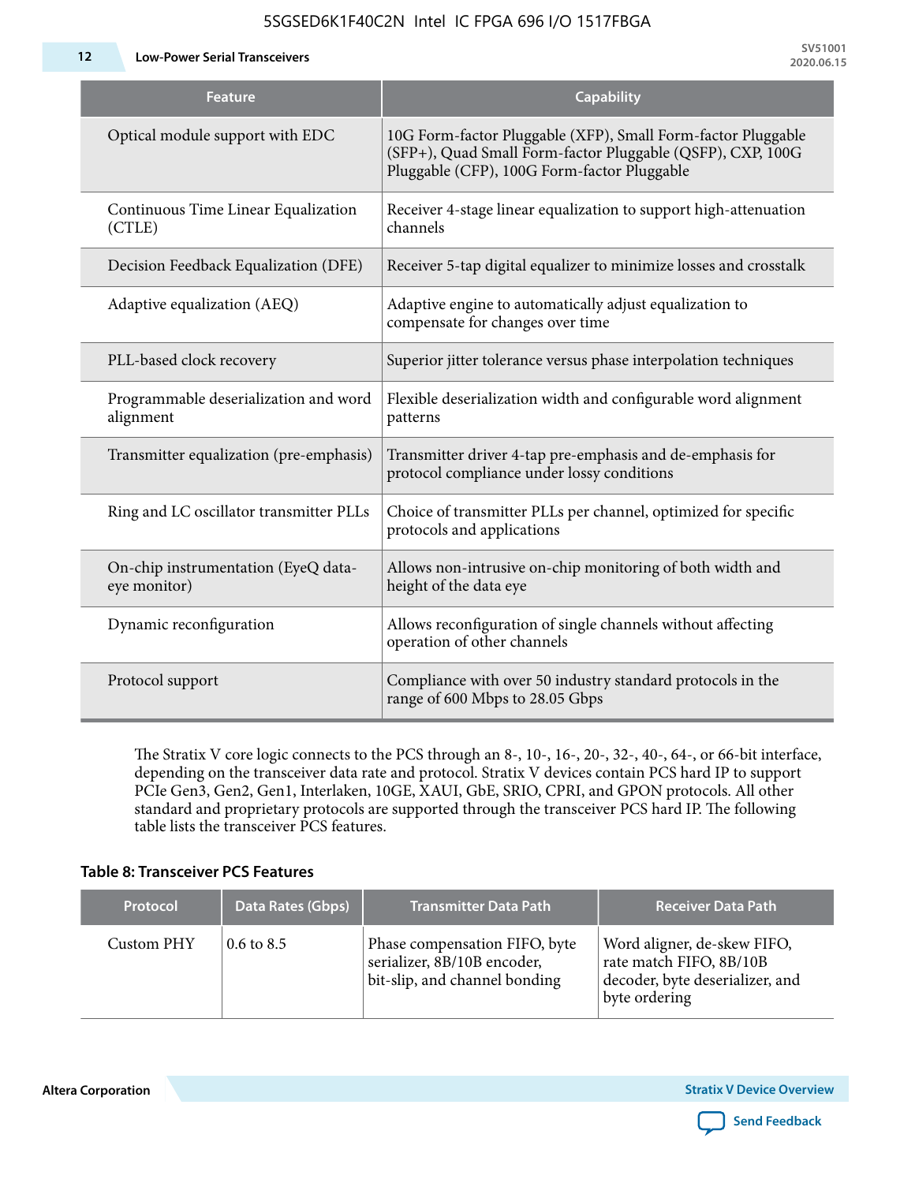| Feature | Capability |
|---|---|
| Optical module support with EDC | 10G Form-factor Pluggable (XFP), Small Form-factor Pluggable (SFP+), Quad Small Form-factor Pluggable (QSFP), CXP, 100G Pluggable (CFP), 100G Form-factor Pluggable |
| Continuous Time Linear Equalization (CTLE) | Receiver 4-stage linear equalization to support high-attenuation channels |
| Decision Feedback Equalization (DFE) | Receiver 5-tap digital equalizer to minimize losses and crosstalk |
| Adaptive equalization (AEQ) | Adaptive engine to automatically adjust equalization to compensate for changes over time |
| PLL-based clock recovery | Superior jitter tolerance versus phase interpolation techniques |
| Programmable deserialization and word alignment | Flexible deserialization width and configurable word alignment patterns |
| Transmitter equalization (pre-emphasis) | Transmitter driver 4-tap pre-emphasis and de-emphasis for protocol compliance under lossy conditions |
| Ring and LC oscillator transmitter PLLs | Choice of transmitter PLLs per channel, optimized for specific protocols and applications |
| On-chip instrumentation (EyeQ data-eye monitor) | Allows non-intrusive on-chip monitoring of both width and height of the data eye |
| Dynamic reconfiguration | Allows reconfiguration of single channels without affecting operation of other channels |
| Protocol support | Compliance with over 50 industry standard protocols in the range of 600 Mbps to 28.05 Gbps |

The Stratix V core logic connects to the PCS through an 8-, 10-, 16-, 20-, 32-, 40-, 64-, or 66-bit interface, depending on the transceiver data rate and protocol. Stratix V devices contain PCS hard IP to support PCIe Gen3, Gen2, Gen1, Interlaken, 10GE, XAUI, GbE, SRIO, CPRI, and GPON protocols. All other standard and proprietary protocols are supported through the transceiver PCS hard IP. The following table lists the transceiver PCS features.

**Table 8: Transceiver PCS Features**

| Protocol | Data Rates (Gbps) | Transmitter Data Path | Receiver Data Path |
|---|---|---|---|
| Custom PHY | 0.6 to 8.5 | Phase compensation FIFO, byte serializer, 8B/10B encoder, bit-slip, and channel bonding | Word aligner, de-skew FIFO, rate match FIFO, 8B/10B decoder, byte deserializer, and byte ordering |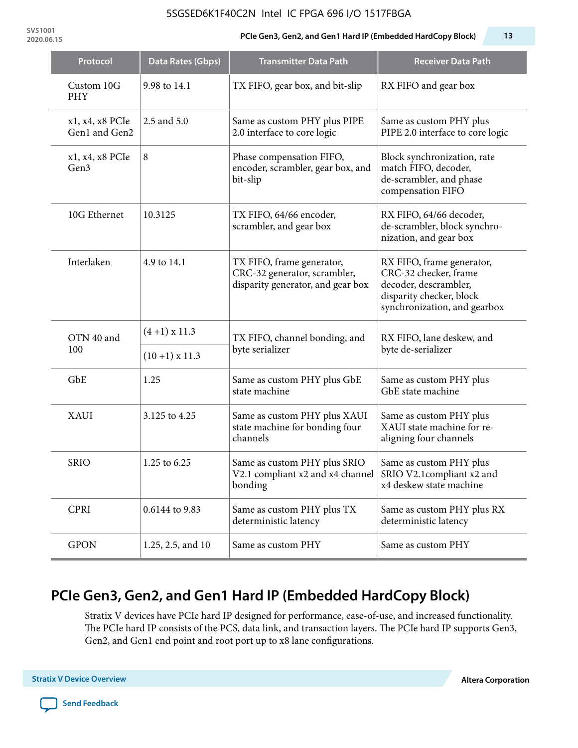| Protocol | Data Rates (Gbps) | Transmitter Data Path | Receiver Data Path |
|---|---|---|---|
| Custom 10G PHY | 9.98 to 14.1 | TX FIFO, gear box, and bit-slip | RX FIFO and gear box |
| x1, x4, x8 PCIe Gen1 and Gen2 | 2.5 and 5.0 | Same as custom PHY plus PIPE 2.0 interface to core logic | Same as custom PHY plus PIPE 2.0 interface to core logic |
| x1, x4, x8 PCIe Gen3 | 8 | Phase compensation FIFO, encoder, scrambler, gear box, and bit-slip | Block synchronization, rate match FIFO, decoder, de-scrambler, and phase compensation FIFO |
| 10G Ethernet | 10.3125 | TX FIFO, 64/66 encoder, scrambler, and gear box | RX FIFO, 64/66 decoder, de-scrambler, block synchro-nization, and gear box |
| Interlaken | 4.9 to 14.1 | TX FIFO, frame generator, CRC-32 generator, scrambler, disparity generator, and gear box | RX FIFO, frame generator, CRC-32 checker, frame decoder, descrambler, disparity checker, block synchronization, and gearbox |
| OTN 40 and 100 | (4 +1) x 11.3 | TX FIFO, channel bonding, and byte serializer | RX FIFO, lane deskew, and byte de-serializer |
| | (10 +1) x 11.3 | | |
| GbE | 1.25 | Same as custom PHY plus GbE state machine | Same as custom PHY plus GbE state machine |
| XAUI | 3.125 to 4.25 | Same as custom PHY plus XAUI state machine for bonding four channels | Same as custom PHY plus XAUI state machine for re-aligning four channels |
| SRIO | 1.25 to 6.25 | Same as custom PHY plus SRIO V2.1 compliant x2 and x4 channel bonding | Same as custom PHY plus SRIO V2.1compliant x2 and x4 deskew state machine |
| CPRI | 0.6144 to 9.83 | Same as custom PHY plus TX deterministic latency | Same as custom PHY plus RX deterministic latency |
| GPON | 1.25, 2.5, and 10 | Same as custom PHY | Same as custom PHY |

## PCIe Gen3, Gen2, and Gen1 Hard IP (Embedded HardCopy Block)

Stratix V devices have PCIe hard IP designed for performance, ease-of-use, and increased functionality. The PCIe hard IP consists of the PCS, data link, and transaction layers. The PCIe hard IP supports Gen3, Gen2, and Gen1 end point and root port up to x8 lane configurations.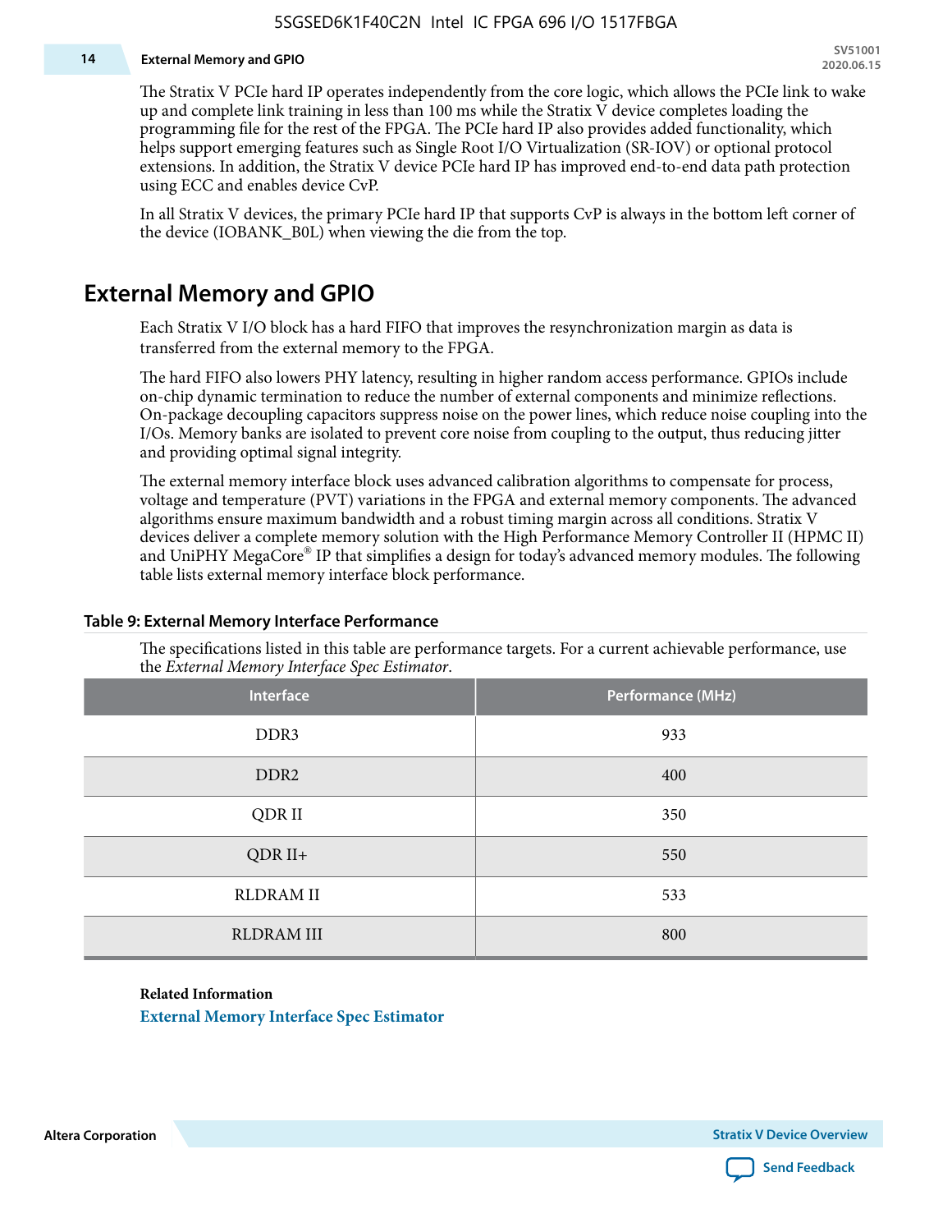The Stratix V PCIe hard IP operates independently from the core logic, which allows the PCIe link to wake up and complete link training in less than 100 ms while the Stratix V device completes loading the programming file for the rest of the FPGA. The PCIe hard IP also provides added functionality, which helps support emerging features such as Single Root I/O Virtualization (SR-IOV) or optional protocol extensions. In addition, the Stratix V device PCIe hard IP has improved end-to-end data path protection using ECC and enables device CvP.

In all Stratix V devices, the primary PCIe hard IP that supports CvP is always in the bottom left corner of the device (IOBANK_B0L) when viewing the die from the top.

## External Memory and GPIO

Each Stratix V I/O block has a hard FIFO that improves the resynchronization margin as data is transferred from the external memory to the FPGA.

The hard FIFO also lowers PHY latency, resulting in higher random access performance. GPIOs include on-chip dynamic termination to reduce the number of external components and minimize reflections. On-package decoupling capacitors suppress noise on the power lines, which reduce noise coupling into the I/Os. Memory banks are isolated to prevent core noise from coupling to the output, thus reducing jitter and providing optimal signal integrity.

The external memory interface block uses advanced calibration algorithms to compensate for process, voltage and temperature (PVT) variations in the FPGA and external memory components. The advanced algorithms ensure maximum bandwidth and a robust timing margin across all conditions. Stratix V devices deliver a complete memory solution with the High Performance Memory Controller II (HPMC II) and UniPHY MegaCore® IP that simplifies a design for today's advanced memory modules. The following table lists external memory interface block performance.

### Table 9: External Memory Interface Performance

The specifications listed in this table are performance targets. For a current achievable performance, use the *External Memory Interface Spec Estimator*.

| Interface | Performance (MHz) |
|---|---|
| DDR3 | 933 |
| DDR2 | 400 |
| QDR II | 350 |
| QDR II+ | 550 |
| RLDRAM II | 533 |
| RLDRAM III | 800 |

**Related Information**

**External Memory Interface Spec Estimator**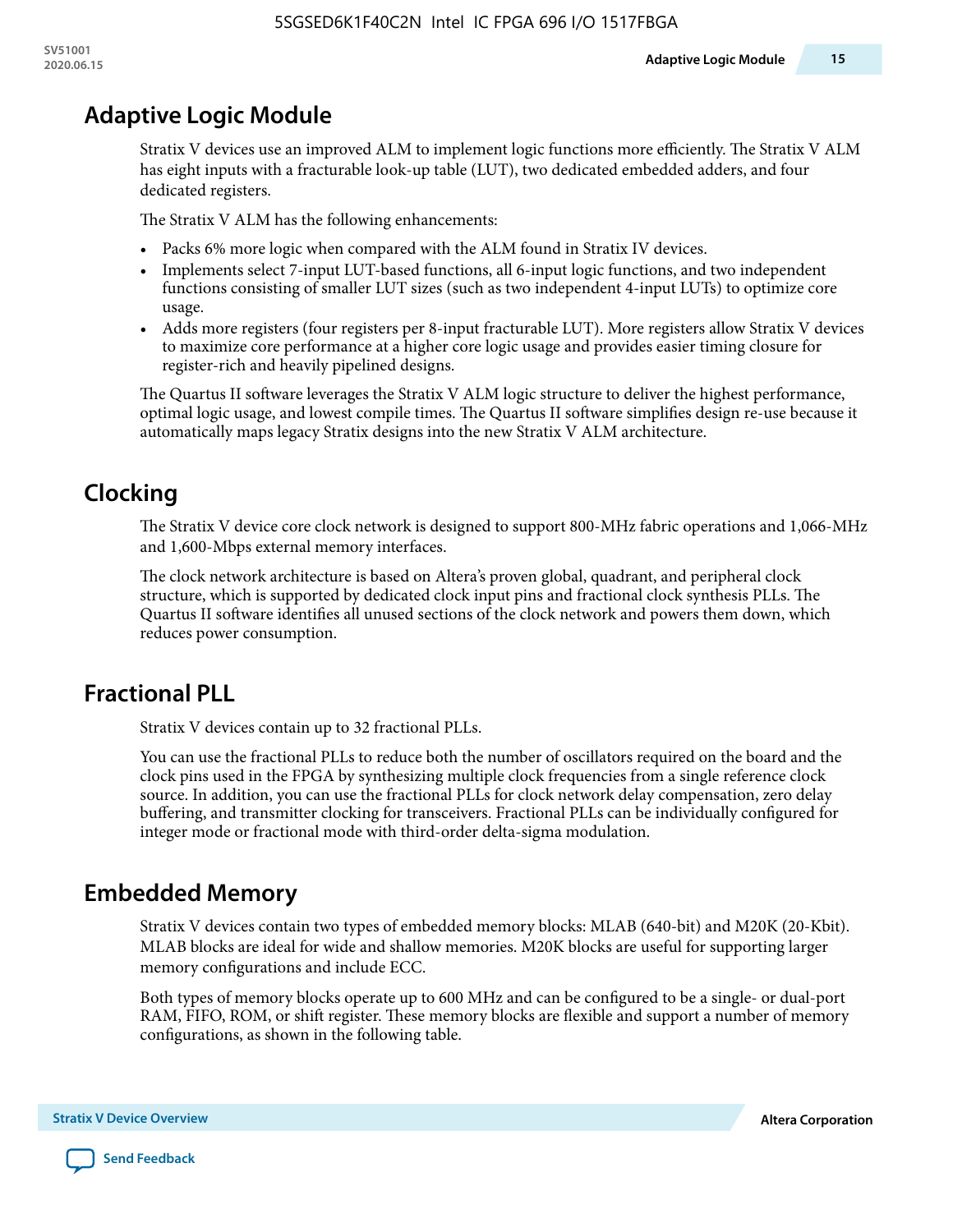## Adaptive Logic Module

Stratix V devices use an improved ALM to implement logic functions more efficiently. The Stratix V ALM has eight inputs with a fracturable look-up table (LUT), two dedicated embedded adders, and four dedicated registers.

The Stratix V ALM has the following enhancements:

- Packs 6% more logic when compared with the ALM found in Stratix IV devices.
- Implements select 7-input LUT-based functions, all 6-input logic functions, and two independent functions consisting of smaller LUT sizes (such as two independent 4-input LUTs) to optimize core usage.
- Adds more registers (four registers per 8-input fracturable LUT). More registers allow Stratix V devices to maximize core performance at a higher core logic usage and provides easier timing closure for register-rich and heavily pipelined designs.

The Quartus II software leverages the Stratix V ALM logic structure to deliver the highest performance, optimal logic usage, and lowest compile times. The Quartus II software simplifies design re-use because it automatically maps legacy Stratix designs into the new Stratix V ALM architecture.

## Clocking

The Stratix V device core clock network is designed to support 800-MHz fabric operations and 1,066-MHz and 1,600-Mbps external memory interfaces.

The clock network architecture is based on Altera's proven global, quadrant, and peripheral clock structure, which is supported by dedicated clock input pins and fractional clock synthesis PLLs. The Quartus II software identifies all unused sections of the clock network and powers them down, which reduces power consumption.

## Fractional PLL

Stratix V devices contain up to 32 fractional PLLs.

You can use the fractional PLLs to reduce both the number of oscillators required on the board and the clock pins used in the FPGA by synthesizing multiple clock frequencies from a single reference clock source. In addition, you can use the fractional PLLs for clock network delay compensation, zero delay buffering, and transmitter clocking for transceivers. Fractional PLLs can be individually configured for integer mode or fractional mode with third-order delta-sigma modulation.

## Embedded Memory

Stratix V devices contain two types of embedded memory blocks: MLAB (640-bit) and M20K (20-Kbit). MLAB blocks are ideal for wide and shallow memories. M20K blocks are useful for supporting larger memory configurations and include ECC.

Both types of memory blocks operate up to 600 MHz and can be configured to be a single- or dual-port RAM, FIFO, ROM, or shift register. These memory blocks are flexible and support a number of memory configurations, as shown in the following table.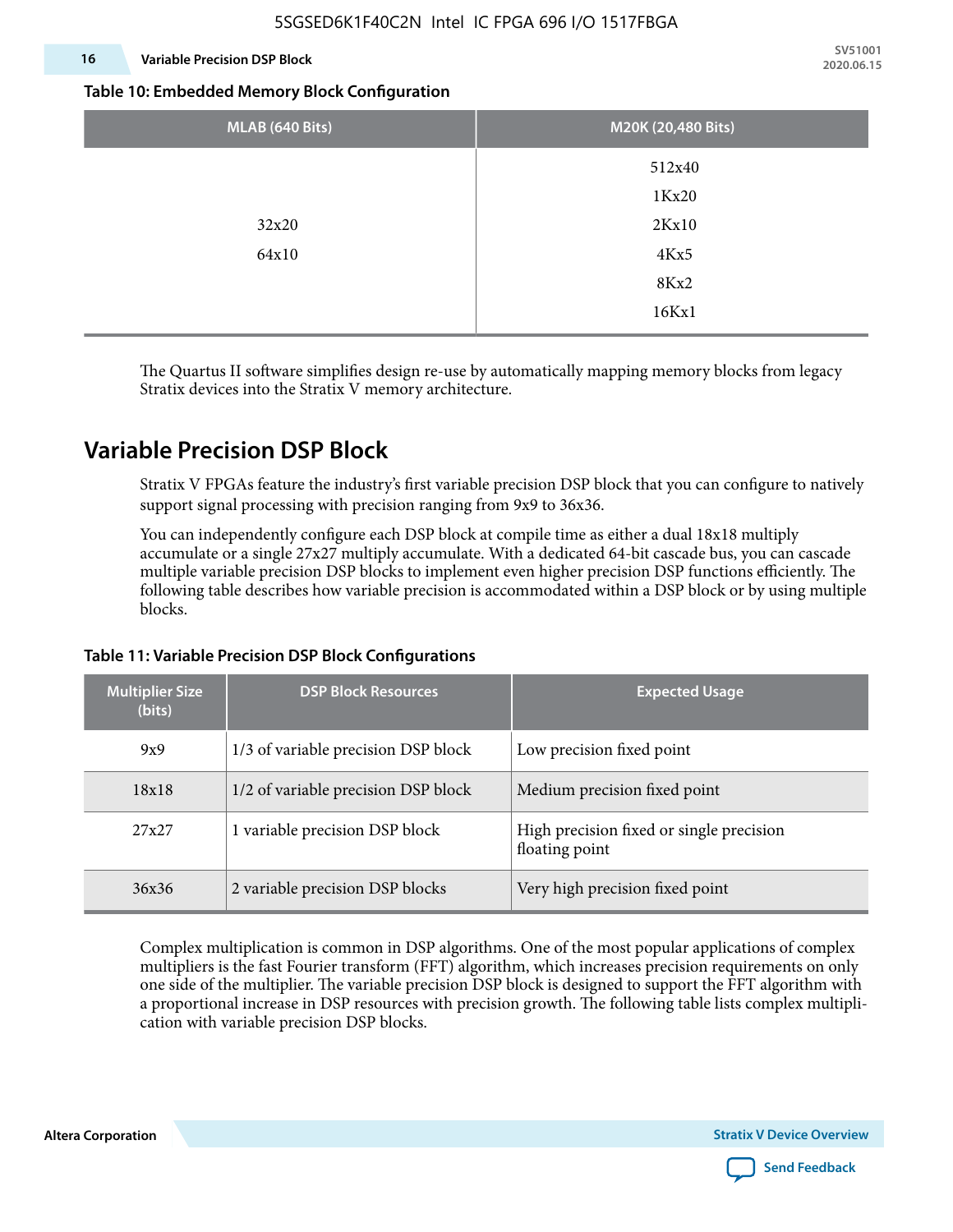**Table 10: Embedded Memory Block Configuration**

| MLAB (640 Bits) | M20K (20,480 Bits) |
| --- | --- |
| 32x20<br>64x10 | 512x40<br>1Kx20<br>2Kx10<br>4Kx5<br>8Kx2<br>16Kx1 |

The Quartus II software simplifies design re-use by automatically mapping memory blocks from legacy Stratix devices into the Stratix V memory architecture.

## Variable Precision DSP Block

Stratix V FPGAs feature the industry's first variable precision DSP block that you can configure to natively support signal processing with precision ranging from 9x9 to 36x36.

You can independently configure each DSP block at compile time as either a dual 18x18 multiply accumulate or a single 27x27 multiply accumulate. With a dedicated 64-bit cascade bus, you can cascade multiple variable precision DSP blocks to implement even higher precision DSP functions efficiently. The following table describes how variable precision is accommodated within a DSP block or by using multiple blocks.

**Table 11: Variable Precision DSP Block Configurations**

| Multiplier Size (bits) | DSP Block Resources | Expected Usage |
| --- | --- | --- |
| 9x9 | 1/3 of variable precision DSP block | Low precision fixed point |
| 18x18 | 1/2 of variable precision DSP block | Medium precision fixed point |
| 27x27 | 1 variable precision DSP block | High precision fixed or single precision floating point |
| 36x36 | 2 variable precision DSP blocks | Very high precision fixed point |

Complex multiplication is common in DSP algorithms. One of the most popular applications of complex multipliers is the fast Fourier transform (FFT) algorithm, which increases precision requirements on only one side of the multiplier. The variable precision DSP block is designed to support the FFT algorithm with a proportional increase in DSP resources with precision growth. The following table lists complex multiplication with variable precision DSP blocks.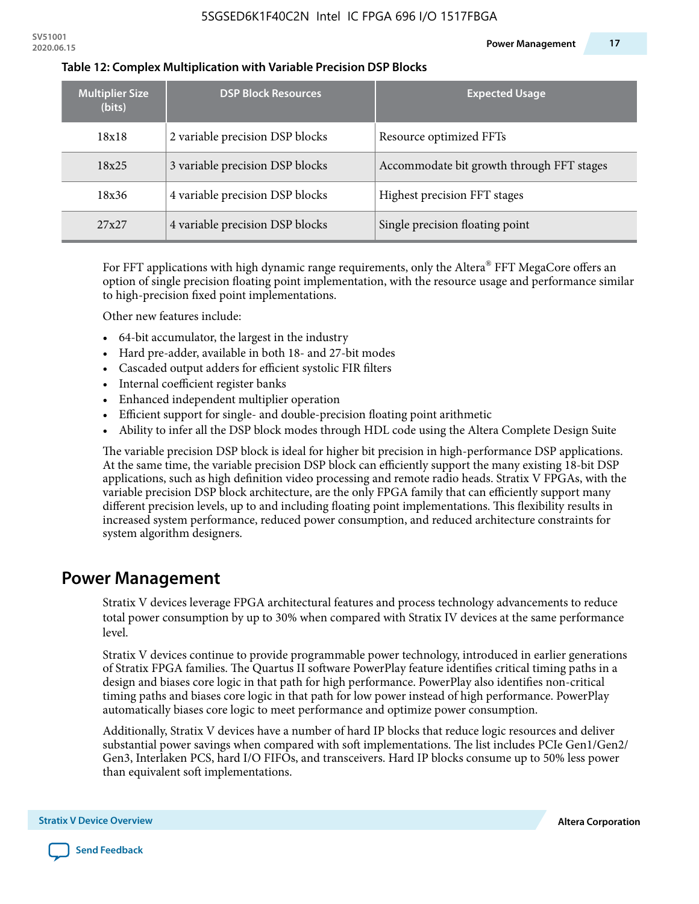**Table 12: Complex Multiplication with Variable Precision DSP Blocks**

| Multiplier Size (bits) | DSP Block Resources | Expected Usage |
|---|---|---|
| 18x18 | 2 variable precision DSP blocks | Resource optimized FFTs |
| 18x25 | 3 variable precision DSP blocks | Accommodate bit growth through FFT stages |
| 18x36 | 4 variable precision DSP blocks | Highest precision FFT stages |
| 27x27 | 4 variable precision DSP blocks | Single precision floating point |

For FFT applications with high dynamic range requirements, only the Altera® FFT MegaCore offers an option of single precision floating point implementation, with the resource usage and performance similar to high-precision fixed point implementations.

Other new features include:

- 64-bit accumulator, the largest in the industry
- Hard pre-adder, available in both 18- and 27-bit modes
- Cascaded output adders for efficient systolic FIR filters
- Internal coefficient register banks
- Enhanced independent multiplier operation
- Efficient support for single- and double-precision floating point arithmetic
- Ability to infer all the DSP block modes through HDL code using the Altera Complete Design Suite

The variable precision DSP block is ideal for higher bit precision in high-performance DSP applications. At the same time, the variable precision DSP block can efficiently support the many existing 18-bit DSP applications, such as high definition video processing and remote radio heads. Stratix V FPGAs, with the variable precision DSP block architecture, are the only FPGA family that can efficiently support many different precision levels, up to and including floating point implementations. This flexibility results in increased system performance, reduced power consumption, and reduced architecture constraints for system algorithm designers.

## Power Management

Stratix V devices leverage FPGA architectural features and process technology advancements to reduce total power consumption by up to 30% when compared with Stratix IV devices at the same performance level.

Stratix V devices continue to provide programmable power technology, introduced in earlier generations of Stratix FPGA families. The Quartus II software PowerPlay feature identifies critical timing paths in a design and biases core logic in that path for high performance. PowerPlay also identifies non-critical timing paths and biases core logic in that path for low power instead of high performance. PowerPlay automatically biases core logic to meet performance and optimize power consumption.

Additionally, Stratix V devices have a number of hard IP blocks that reduce logic resources and deliver substantial power savings when compared with soft implementations. The list includes PCIe Gen1/Gen2/Gen3, Interlaken PCS, hard I/O FIFOs, and transceivers. Hard IP blocks consume up to 50% less power than equivalent soft implementations.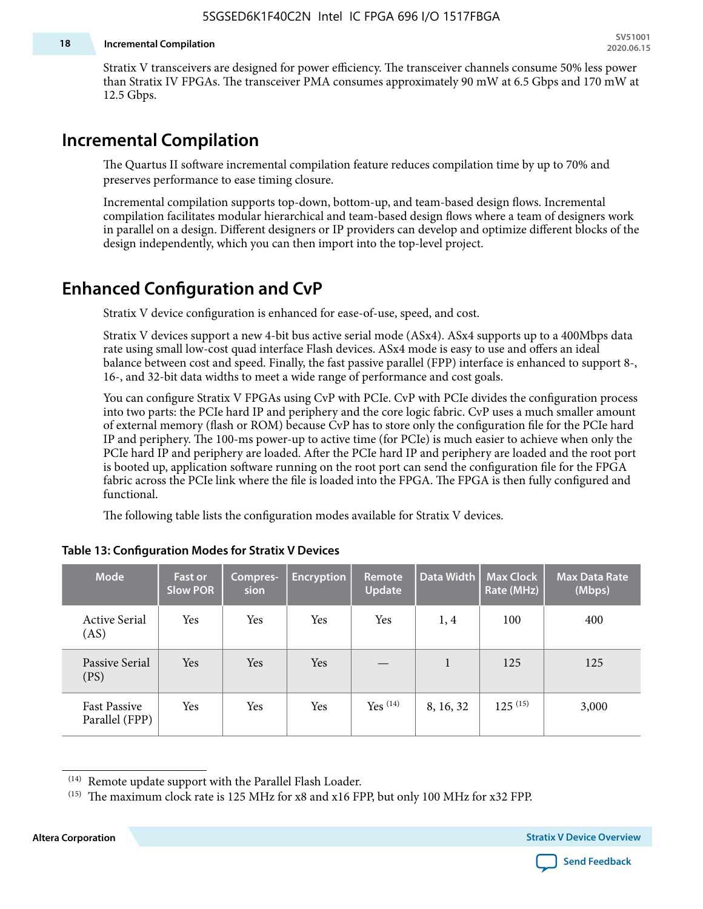Stratix V transceivers are designed for power efficiency. The transceiver channels consume 50% less power than Stratix IV FPGAs. The transceiver PMA consumes approximately 90 mW at 6.5 Gbps and 170 mW at 12.5 Gbps.

## Incremental Compilation

The Quartus II software incremental compilation feature reduces compilation time by up to 70% and preserves performance to ease timing closure.

Incremental compilation supports top-down, bottom-up, and team-based design flows. Incremental compilation facilitates modular hierarchical and team-based design flows where a team of designers work in parallel on a design. Different designers or IP providers can develop and optimize different blocks of the design independently, which you can then import into the top-level project.

## Enhanced Configuration and CvP

Stratix V device configuration is enhanced for ease-of-use, speed, and cost.

Stratix V devices support a new 4-bit bus active serial mode (ASx4). ASx4 supports up to a 400Mbps data rate using small low-cost quad interface Flash devices. ASx4 mode is easy to use and offers an ideal balance between cost and speed. Finally, the fast passive parallel (FPP) interface is enhanced to support 8-, 16-, and 32-bit data widths to meet a wide range of performance and cost goals.

You can configure Stratix V FPGAs using CvP with PCIe. CvP with PCIe divides the configuration process into two parts: the PCIe hard IP and periphery and the core logic fabric. CvP uses a much smaller amount of external memory (flash or ROM) because CvP has to store only the configuration file for the PCIe hard IP and periphery. The 100-ms power-up to active time (for PCIe) is much easier to achieve when only the PCIe hard IP and periphery are loaded. After the PCIe hard IP and periphery are loaded and the root port is booted up, application software running on the root port can send the configuration file for the FPGA fabric across the PCIe link where the file is loaded into the FPGA. The FPGA is then fully configured and functional.

The following table lists the configuration modes available for Stratix V devices.

**Table 13: Configuration Modes for Stratix V Devices**

| Mode | Fast or Slow POR | Compression | Encryption | Remote Update | Data Width | Max Clock Rate (MHz) | Max Data Rate (Mbps) |
|---|---|---|---|---|---|---|---|
| Active Serial (AS) | Yes | Yes | Yes | Yes | 1, 4 | 100 | 400 |
| Passive Serial (PS) | Yes | Yes | Yes | — | 1 | 125 | 125 |
| Fast Passive Parallel (FPP) | Yes | Yes | Yes | Yes [14] | 8, 16, 32 | 125 [15] | 3,000 |

[14] Remote update support with the Parallel Flash Loader.

[15] The maximum clock rate is 125 MHz for x8 and x16 FPP, but only 100 MHz for x32 FPP.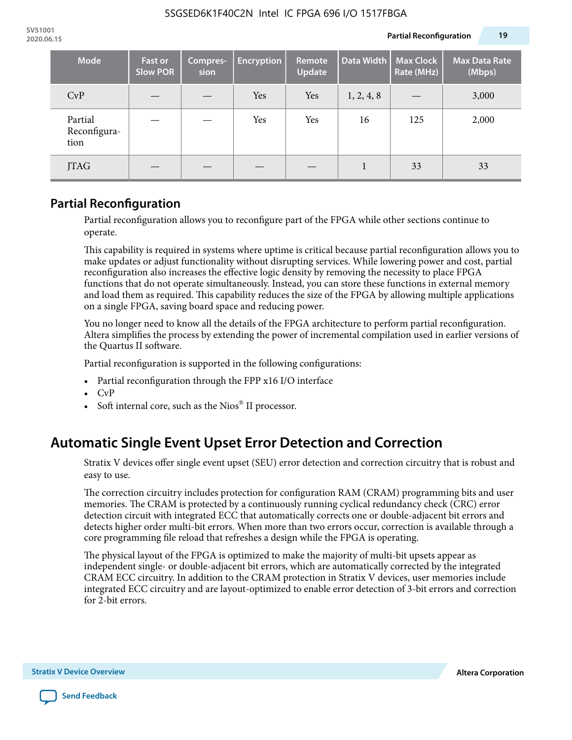| Mode | Fast or Slow POR | Compres-sion | Encryption | Remote Update | Data Width | Max Clock Rate (MHz) | Max Data Rate (Mbps) |
|---|---|---|---|---|---|---|---|
| CvP | — | — | Yes | Yes | 1, 2, 4, 8 | — | 3,000 |
| Partial Reconfigura-tion | — | — | Yes | Yes | 16 | 125 | 2,000 |
| JTAG | — | — | — | — | 1 | 33 | 33 |

## Partial Reconfiguration

Partial reconfiguration allows you to reconfigure part of the FPGA while other sections continue to operate.

This capability is required in systems where uptime is critical because partial reconfiguration allows you to make updates or adjust functionality without disrupting services. While lowering power and cost, partial reconfiguration also increases the effective logic density by removing the necessity to place FPGA functions that do not operate simultaneously. Instead, you can store these functions in external memory and load them as required. This capability reduces the size of the FPGA by allowing multiple applications on a single FPGA, saving board space and reducing power.

You no longer need to know all the details of the FPGA architecture to perform partial reconfiguration. Altera simplifies the process by extending the power of incremental compilation used in earlier versions of the Quartus II software.

Partial reconfiguration is supported in the following configurations:

- Partial reconfiguration through the FPP x16 I/O interface
- CvP
- Soft internal core, such as the Nios® II processor.

# Automatic Single Event Upset Error Detection and Correction

Stratix V devices offer single event upset (SEU) error detection and correction circuitry that is robust and easy to use.

The correction circuitry includes protection for configuration RAM (CRAM) programming bits and user memories. The CRAM is protected by a continuously running cyclical redundancy check (CRC) error detection circuit with integrated ECC that automatically corrects one or double-adjacent bit errors and detects higher order multi-bit errors. When more than two errors occur, correction is available through a core programming file reload that refreshes a design while the FPGA is operating.

The physical layout of the FPGA is optimized to make the majority of multi-bit upsets appear as independent single- or double-adjacent bit errors, which are automatically corrected by the integrated CRAM ECC circuitry. In addition to the CRAM protection in Stratix V devices, user memories include integrated ECC circuitry and are layout-optimized to enable error detection of 3-bit errors and correction for 2-bit errors.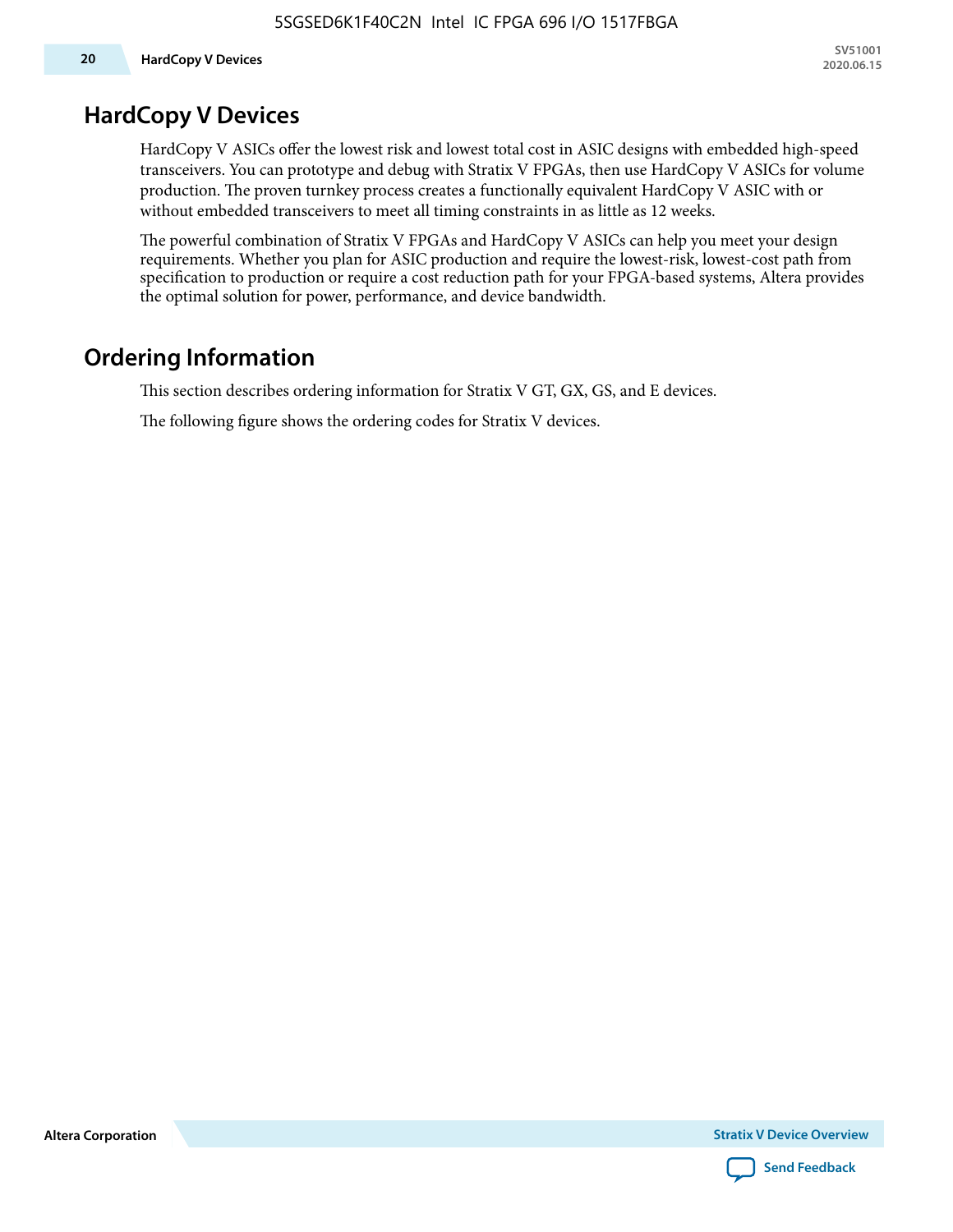## HardCopy V Devices

HardCopy V ASICs offer the lowest risk and lowest total cost in ASIC designs with embedded high-speed transceivers. You can prototype and debug with Stratix V FPGAs, then use HardCopy V ASICs for volume production. The proven turnkey process creates a functionally equivalent HardCopy V ASIC with or without embedded transceivers to meet all timing constraints in as little as 12 weeks.

The powerful combination of Stratix V FPGAs and HardCopy V ASICs can help you meet your design requirements. Whether you plan for ASIC production and require the lowest-risk, lowest-cost path from specification to production or require a cost reduction path for your FPGA-based systems, Altera provides the optimal solution for power, performance, and device bandwidth.

## Ordering Information

This section describes ordering information for Stratix V GT, GX, GS, and E devices.

The following figure shows the ordering codes for Stratix V devices.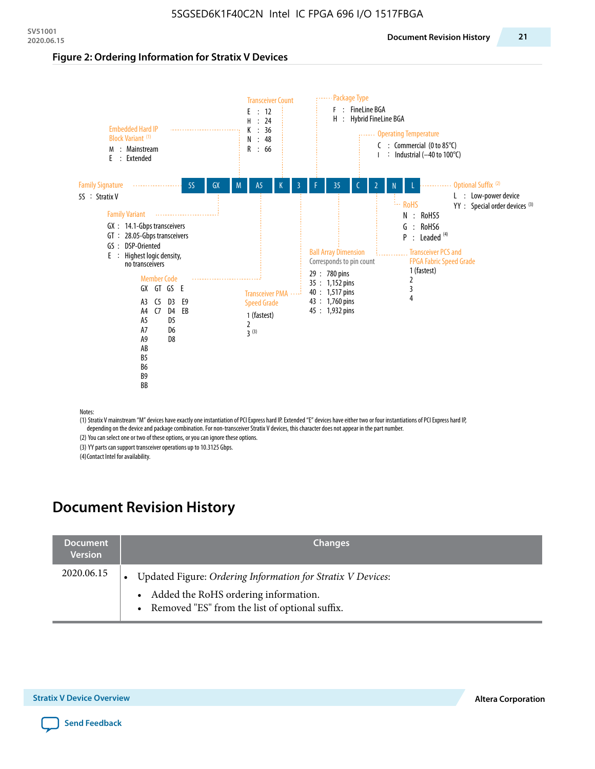**Figure 2: Ordering Information for Stratix V Devices**

5S GX M A5 K 3 F 35 C 2 N L

Family Signature
5S : Stratix V

Embedded Hard IP Block Variant (1)
M : Mainstream
E : Extended

Transceiver Count
E : 12
H : 24
K : 36
N : 48
R : 66

Package Type
F : FineLine BGA
H : Hybrid FineLine BGA

Operating Temperature
C : Commercial (0 to 85°C)
I : Industrial (–40 to 100°C)

Optional Suffix (2)
L : Low-power device
YY : Special order devices (3)

RoHS
N : RoHS5
G : RoHS6
P : Leaded (4)

Family Variant
GX : 14.1-Gbps transceivers
GT : 28.05-Gbps transceivers
GS : DSP-Oriented
E : Highest logic density, no transceivers

Member Code

| GX | GT | GS | E |
|---|---|---|---|
| A3 | C5 | D3 | E9 |
| A4 | C7 | D4 | EB |
| A5 | | D5 | |
| A7 | | D6 | |
| A9 | | D8 | |
| AB | | | |
| B5 | | | |
| B6 | | | |
| B9 | | | |
| BB | | | |

Transceiver PMA Speed Grade
1 (fastest)
2
3 (3)

Ball Array Dimension
Corresponds to pin count
29 : 780 pins
35 : 1,152 pins
40 : 1,517 pins
43 : 1,760 pins
45 : 1,932 pins

Transceiver PCS and FPGA Fabric Speed Grade
1 (fastest)
2
3
4

Notes:
(1) Stratix V mainstream "M" devices have exactly one instantiation of PCI Express hard IP. Extended "E" devices have either two or four instantiations of PCI Express hard IP, depending on the device and package combination. For non-transceiver Stratix V devices, this character does not appear in the part number.
(2) You can select one or two of these options, or you can ignore these options.
(3) YY parts can support transceiver operations up to 10.3125 Gbps.
(4) Contact Intel for availability.

# Document Revision History

| Document Version | Changes |
|---|---|
| 2020.06.15 | • Updated Figure: *Ordering Information for Stratix V Devices*:<br>  • Added the RoHS ordering information.<br>  • Removed "ES" from the list of optional suffix. |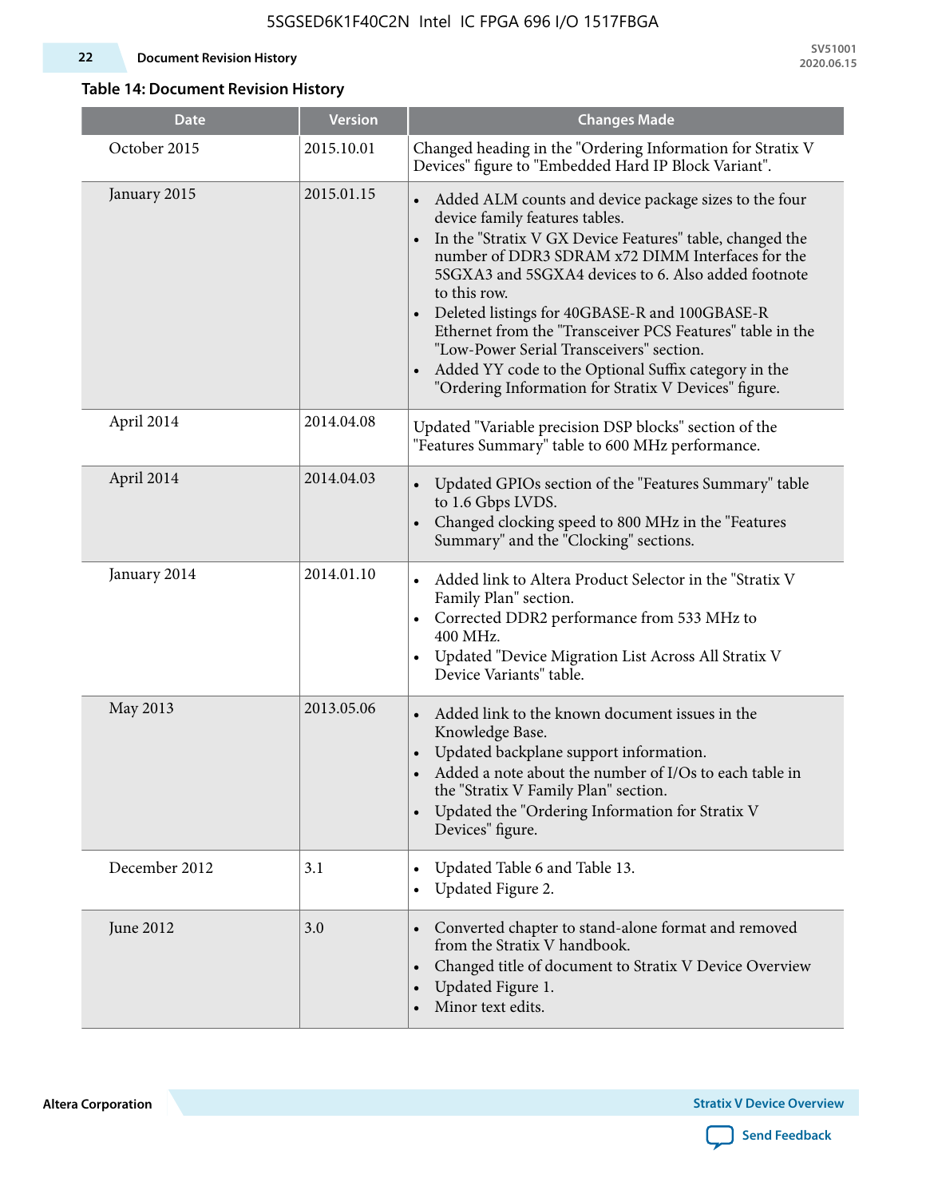**Table 14: Document Revision History**

| Date | Version | Changes Made |
|---|---|---|
| October 2015 | 2015.10.01 | Changed heading in the "Ordering Information for Stratix V Devices" figure to "Embedded Hard IP Block Variant". |
| January 2015 | 2015.01.15 | • Added ALM counts and device package sizes to the four device family features tables.<br>• In the "Stratix V GX Device Features" table, changed the number of DDR3 SDRAM x72 DIMM Interfaces for the 5SGXA3 and 5SGXA4 devices to 6. Also added footnote to this row.<br>• Deleted listings for 40GBASE-R and 100GBASE-R Ethernet from the "Transceiver PCS Features" table in the "Low-Power Serial Transceivers" section.<br>• Added YY code to the Optional Suffix category in the "Ordering Information for Stratix V Devices" figure. |
| April 2014 | 2014.04.08 | Updated "Variable precision DSP blocks" section of the "Features Summary" table to 600 MHz performance. |
| April 2014 | 2014.04.03 | • Updated GPIOs section of the "Features Summary" table to 1.6 Gbps LVDS.<br>• Changed clocking speed to 800 MHz in the "Features Summary" and the "Clocking" sections. |
| January 2014 | 2014.01.10 | • Added link to Altera Product Selector in the "Stratix V Family Plan" section.<br>• Corrected DDR2 performance from 533 MHz to 400 MHz.<br>• Updated "Device Migration List Across All Stratix V Device Variants" table. |
| May 2013 | 2013.05.06 | • Added link to the known document issues in the Knowledge Base.<br>• Updated backplane support information.<br>• Added a note about the number of I/Os to each table in the "Stratix V Family Plan" section.<br>• Updated the "Ordering Information for Stratix V Devices" figure. |
| December 2012 | 3.1 | • Updated Table 6 and Table 13.<br>• Updated Figure 2. |
| June 2012 | 3.0 | • Converted chapter to stand-alone format and removed from the Stratix V handbook.<br>• Changed title of document to Stratix V Device Overview<br>• Updated Figure 1.<br>• Minor text edits. |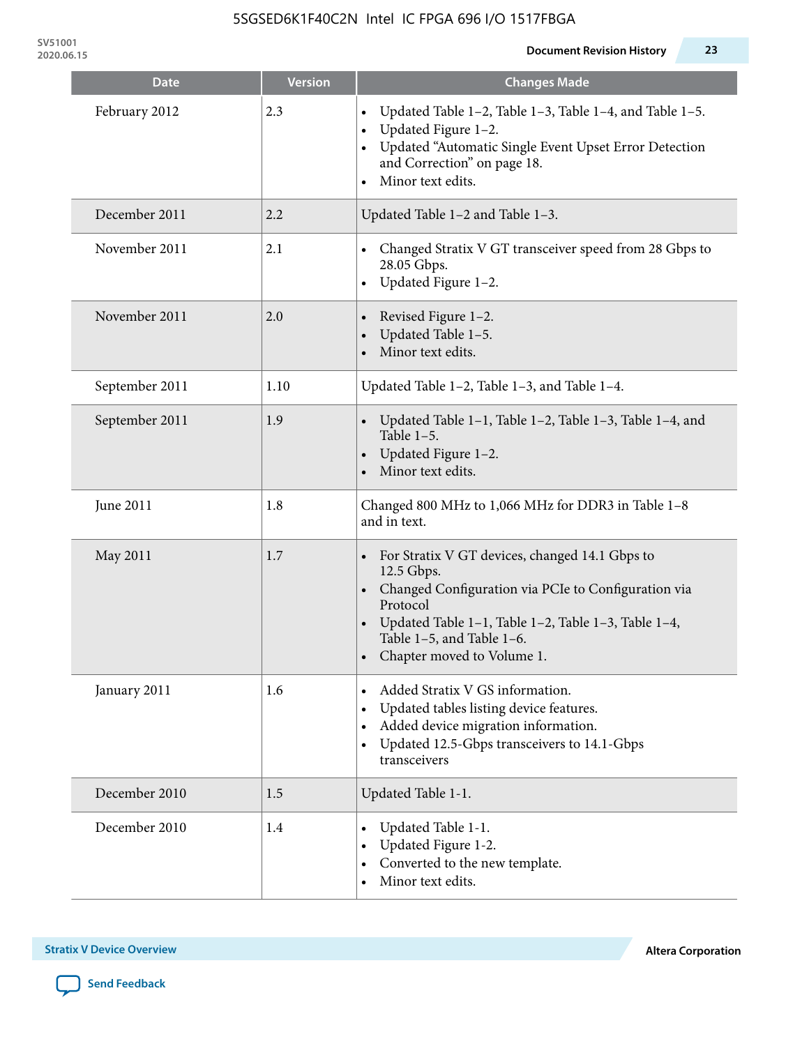| Date | Version | Changes Made |
|---|---|---|
| February 2012 | 2.3 | • Updated Table 1–2, Table 1–3, Table 1–4, and Table 1–5.<br>• Updated Figure 1–2.<br>• Updated “Automatic Single Event Upset Error Detection and Correction” on page 18.<br>• Minor text edits. |
| December 2011 | 2.2 | Updated Table 1–2 and Table 1–3. |
| November 2011 | 2.1 | • Changed Stratix V GT transceiver speed from 28 Gbps to 28.05 Gbps.<br>• Updated Figure 1–2. |
| November 2011 | 2.0 | • Revised Figure 1–2.<br>• Updated Table 1–5.<br>• Minor text edits. |
| September 2011 | 1.10 | Updated Table 1–2, Table 1–3, and Table 1–4. |
| September 2011 | 1.9 | • Updated Table 1–1, Table 1–2, Table 1–3, Table 1–4, and Table 1–5.<br>• Updated Figure 1–2.<br>• Minor text edits. |
| June 2011 | 1.8 | Changed 800 MHz to 1,066 MHz for DDR3 in Table 1–8 and in text. |
| May 2011 | 1.7 | • For Stratix V GT devices, changed 14.1 Gbps to 12.5 Gbps.<br>• Changed Configuration via PCIe to Configuration via Protocol<br>• Updated Table 1–1, Table 1–2, Table 1–3, Table 1–4, Table 1–5, and Table 1–6.<br>• Chapter moved to Volume 1. |
| January 2011 | 1.6 | • Added Stratix V GS information.<br>• Updated tables listing device features.<br>• Added device migration information.<br>• Updated 12.5-Gbps transceivers to 14.1-Gbps transceivers |
| December 2010 | 1.5 | Updated Table 1-1. |
| December 2010 | 1.4 | • Updated Table 1-1.<br>• Updated Figure 1-2.<br>• Converted to the new template.<br>• Minor text edits. |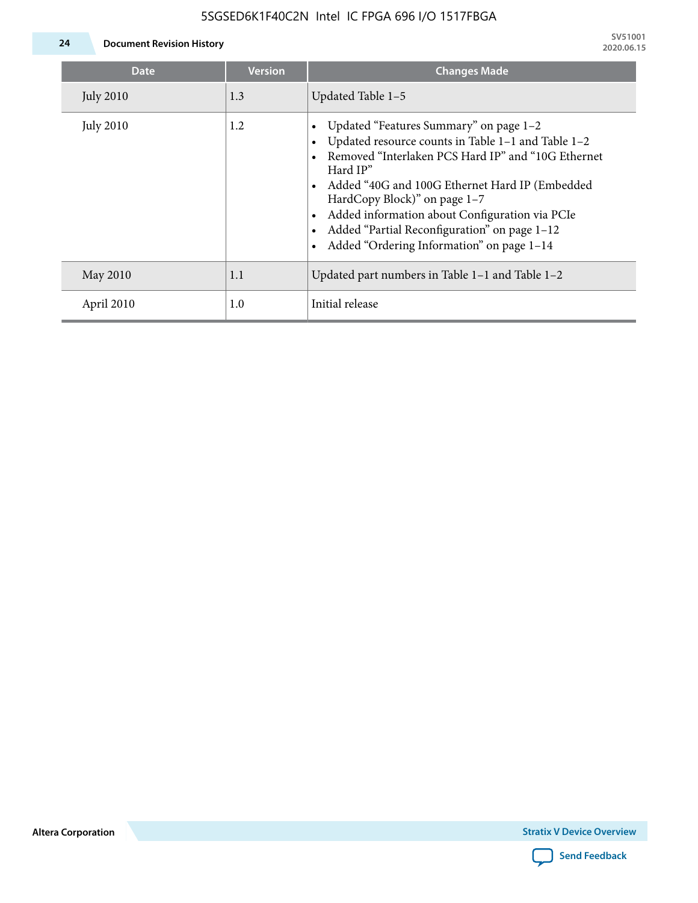| Date | Version | Changes Made |
|---|---|---|
| July 2010 | 1.3 | Updated Table 1–5 |
| July 2010 | 1.2 | • Updated "Features Summary" on page 1–2<br>• Updated resource counts in Table 1–1 and Table 1–2<br>• Removed "Interlaken PCS Hard IP" and "10G Ethernet Hard IP"<br>• Added "40G and 100G Ethernet Hard IP (Embedded HardCopy Block)" on page 1–7<br>• Added information about Configuration via PCIe<br>• Added "Partial Reconfiguration" on page 1–12<br>• Added "Ordering Information" on page 1–14 |
| May 2010 | 1.1 | Updated part numbers in Table 1–1 and Table 1–2 |
| April 2010 | 1.0 | Initial release |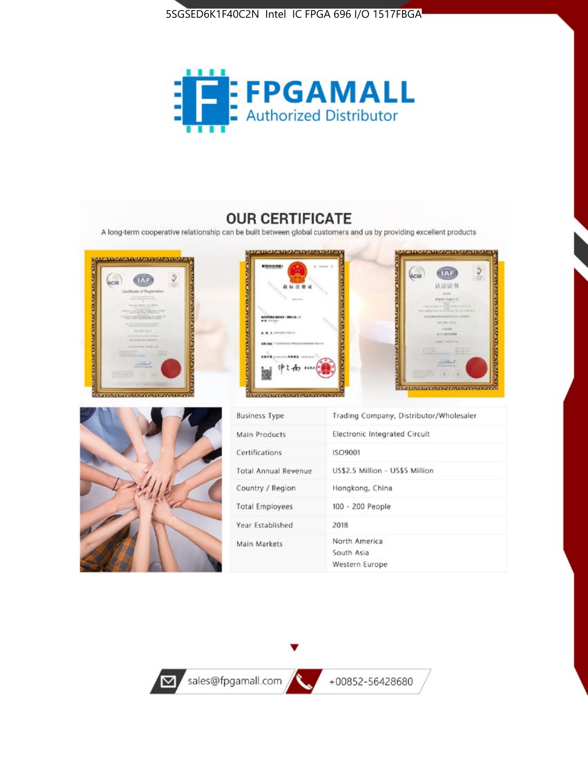**FPGAMALL**
Authorized Distributor

## OUR CERTIFICATE

A long-term cooperative relationship can be built between global customers and us by providing excellent products

| | |
|---|---|
| Business Type | Trading Company, Distributor/Wholesaler |
| Main Products | Electronic Integrated Circuit |
| Certifications | ISO9001 |
| Total Annual Revenue | US$2.5 Million - US$5 Million |
| Country / Region | Hongkong, China |
| Total Employees | 100 - 200 People |
| Year Established | 2018 |
| Main Markets | North America<br>South Asia<br>Western Europe |

sales@fpgamall.com +00852-56428680